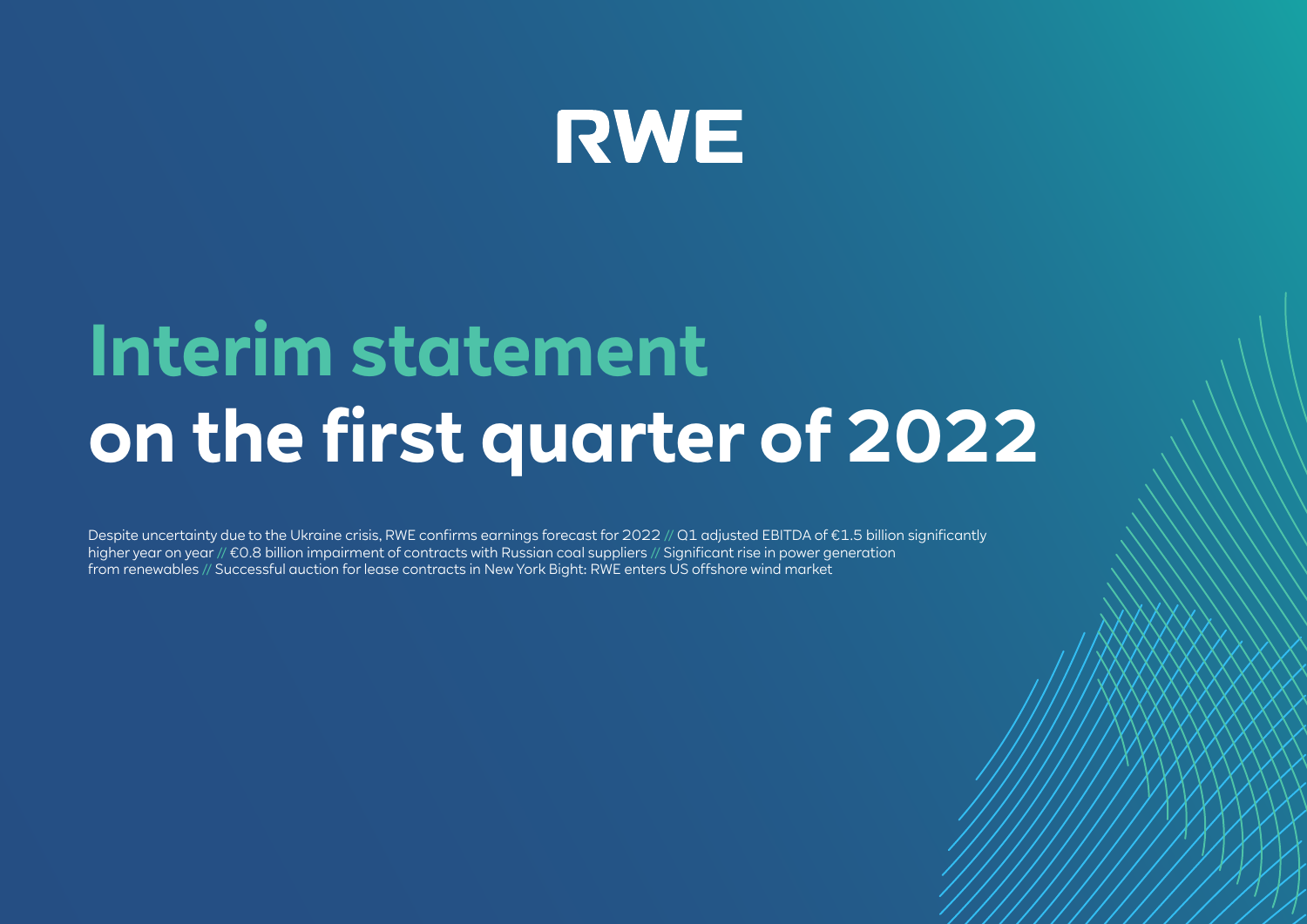RWE

# Interim statement on the first quarter of 2022

Despite uncertainty due to the Ukraine crisis, RWE confirms earnings forecast for 2022 // Q1 adjusted EBITDA of €1.5 billion significantly higher year on year // €0.8 billion impairment of contracts with Russian coal suppliers // Significant rise in power generation from renewables // Successful auction for lease contracts in New York Bight: RWE enters US offshore wind market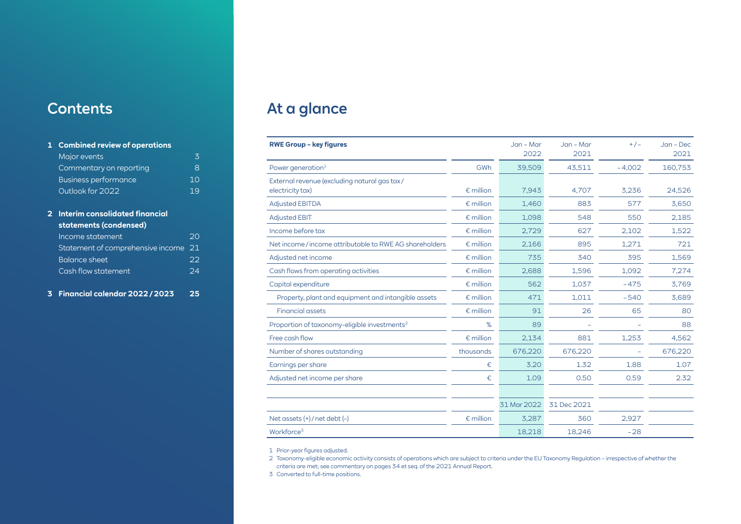## Contents

**1 Combined review of operations**
- Major events 3
- Commentary on reporting 8
- Business performance 10
- Outlook for 2022 19

**2 Interim consolidated financial statements (condensed)**
- Income statement 20
- Statement of comprehensive income 21
- Balance sheet 22
- Cash flow statement 24

**3 Financial calendar 2022 / 2023 25**

# At a glance

| RWE Group – key figures | | Jan – Mar 2022 | Jan – Mar 2021 | + / – | Jan – Dec 2021 |
|---|---|---|---|---|---|
| Power generation[1] | GWh | 39,509 | 43,511 | – 4,002 | 160,753 |
| External revenue (excluding natural gas tax / electricity tax) | € million | 7,943 | 4,707 | 3,236 | 24,526 |
| Adjusted EBITDA | € million | 1,460 | 883 | 577 | 3,650 |
| Adjusted EBIT | € million | 1,098 | 548 | 550 | 2,185 |
| Income before tax | € million | 2,729 | 627 | 2,102 | 1,522 |
| Net income / income attributable to RWE AG shareholders | € million | 2,166 | 895 | 1,271 | 721 |
| Adjusted net income | € million | 735 | 340 | 395 | 1,569 |
| Cash flows from operating activities | € million | 2,688 | 1,596 | 1,092 | 7,274 |
| Capital expenditure | € million | 562 | 1,037 | – 475 | 3,769 |
| Property, plant and equipment and intangible assets | € million | 471 | 1,011 | – 540 | 3,689 |
| Financial assets | € million | 91 | 26 | 65 | 80 |
| Proportion of taxonomy-eligible investments[2] | % | 89 | – | – | 88 |
| Free cash flow | € million | 2,134 | 881 | 1,253 | 4,562 |
| Number of shares outstanding | thousands | 676,220 | 676,220 | – | 676,220 |
| Earnings per share | € | 3.20 | 1.32 | 1.88 | 1.07 |
| Adjusted net income per share | € | 1.09 | 0.50 | 0.59 | 2.32 |
| | | | | | |
| | | 31 Mar 2022 | 31 Dec 2021 | | |
| Net assets (+) / net debt (–) | € million | 3,287 | 360 | 2,927 | |
| Workforce[3] | | 18,218 | 18,246 | – 28 | |

1 Prior-year figures adjusted.

2 Taxonomy-eligible economic activity consists of operations which are subject to criteria under the EU Taxonomy Regulation – irrespective of whether the criteria are met; see commentary on pages 34 et seq. of the 2021 Annual Report.

3 Converted to full-time positions.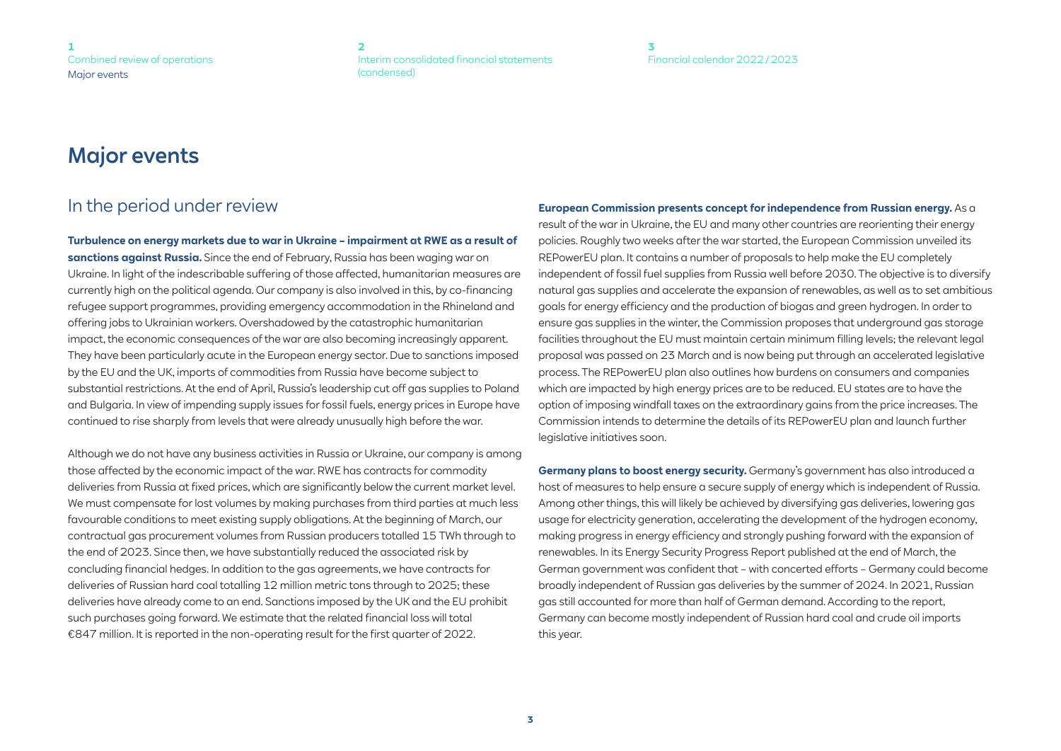# Major events

## In the period under review

**Turbulence on energy markets due to war in Ukraine – impairment at RWE as a result of sanctions against Russia.** Since the end of February, Russia has been waging war on Ukraine. In light of the indescribable suffering of those affected, humanitarian measures are currently high on the political agenda. Our company is also involved in this, by co-financing refugee support programmes, providing emergency accommodation in the Rhineland and offering jobs to Ukrainian workers. Overshadowed by the catastrophic humanitarian impact, the economic consequences of the war are also becoming increasingly apparent. They have been particularly acute in the European energy sector. Due to sanctions imposed by the EU and the UK, imports of commodities from Russia have become subject to substantial restrictions. At the end of April, Russia's leadership cut off gas supplies to Poland and Bulgaria. In view of impending supply issues for fossil fuels, energy prices in Europe have continued to rise sharply from levels that were already unusually high before the war.

Although we do not have any business activities in Russia or Ukraine, our company is among those affected by the economic impact of the war. RWE has contracts for commodity deliveries from Russia at fixed prices, which are significantly below the current market level. We must compensate for lost volumes by making purchases from third parties at much less favourable conditions to meet existing supply obligations. At the beginning of March, our contractual gas procurement volumes from Russian producers totalled 15 TWh through to the end of 2023. Since then, we have substantially reduced the associated risk by concluding financial hedges. In addition to the gas agreements, we have contracts for deliveries of Russian hard coal totalling 12 million metric tons through to 2025; these deliveries have already come to an end. Sanctions imposed by the UK and the EU prohibit such purchases going forward. We estimate that the related financial loss will total €847 million. It is reported in the non-operating result for the first quarter of 2022.

**European Commission presents concept for independence from Russian energy.** As a result of the war in Ukraine, the EU and many other countries are reorienting their energy policies. Roughly two weeks after the war started, the European Commission unveiled its REPowerEU plan. It contains a number of proposals to help make the EU completely independent of fossil fuel supplies from Russia well before 2030. The objective is to diversify natural gas supplies and accelerate the expansion of renewables, as well as to set ambitious goals for energy efficiency and the production of biogas and green hydrogen. In order to ensure gas supplies in the winter, the Commission proposes that underground gas storage facilities throughout the EU must maintain certain minimum filling levels; the relevant legal proposal was passed on 23 March and is now being put through an accelerated legislative process. The REPowerEU plan also outlines how burdens on consumers and companies which are impacted by high energy prices are to be reduced. EU states are to have the option of imposing windfall taxes on the extraordinary gains from the price increases. The Commission intends to determine the details of its REPowerEU plan and launch further legislative initiatives soon.

**Germany plans to boost energy security.** Germany's government has also introduced a host of measures to help ensure a secure supply of energy which is independent of Russia. Among other things, this will likely be achieved by diversifying gas deliveries, lowering gas usage for electricity generation, accelerating the development of the hydrogen economy, making progress in energy efficiency and strongly pushing forward with the expansion of renewables. In its Energy Security Progress Report published at the end of March, the German government was confident that – with concerted efforts – Germany could become broadly independent of Russian gas deliveries by the summer of 2024. In 2021, Russian gas still accounted for more than half of German demand. According to the report, Germany can become mostly independent of Russian hard coal and crude oil imports this year.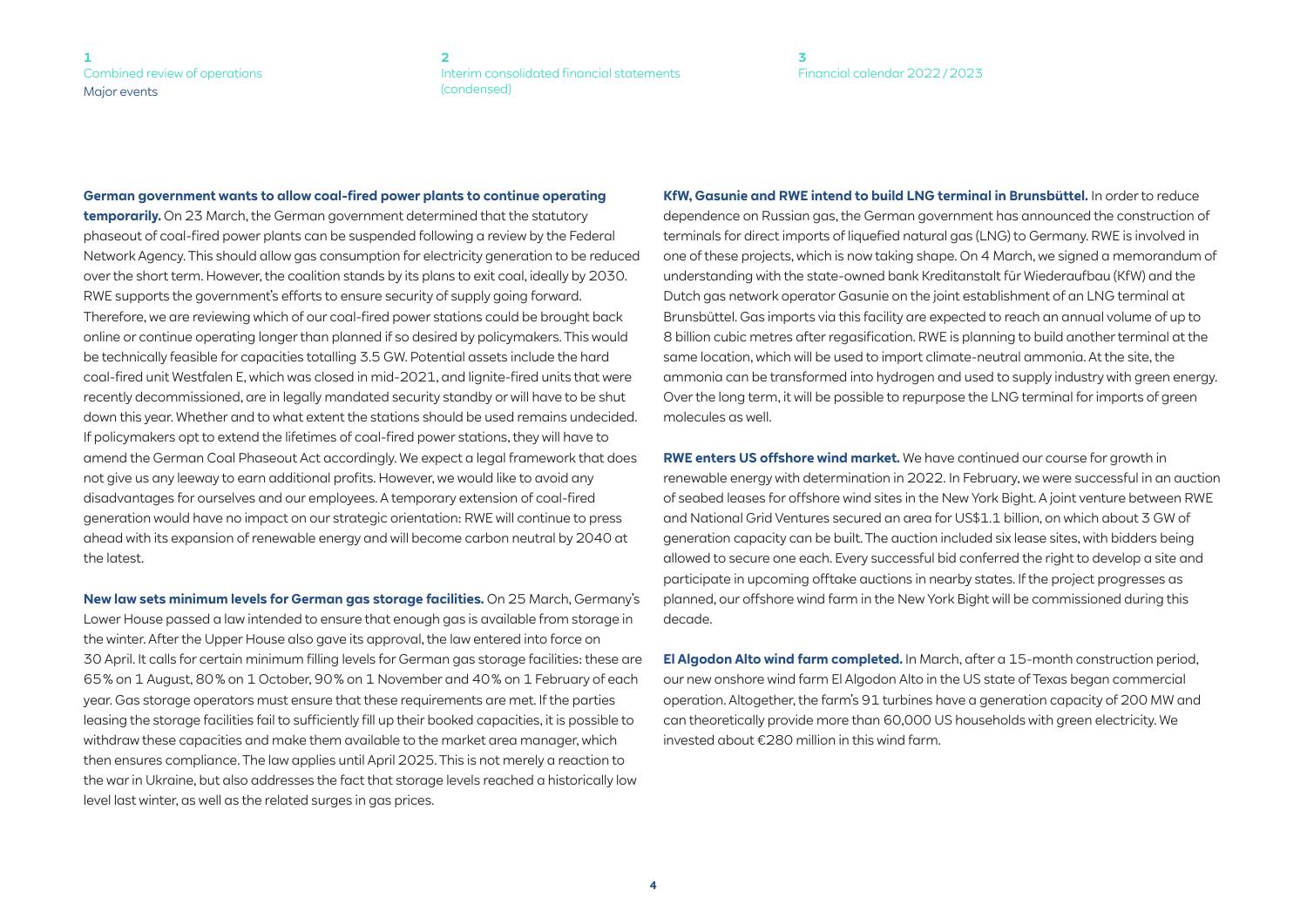**German government wants to allow coal-fired power plants to continue operating temporarily.** On 23 March, the German government determined that the statutory phaseout of coal-fired power plants can be suspended following a review by the Federal Network Agency. This should allow gas consumption for electricity generation to be reduced over the short term. However, the coalition stands by its plans to exit coal, ideally by 2030. RWE supports the government's efforts to ensure security of supply going forward. Therefore, we are reviewing which of our coal-fired power stations could be brought back online or continue operating longer than planned if so desired by policymakers. This would be technically feasible for capacities totalling 3.5 GW. Potential assets include the hard coal-fired unit Westfalen E, which was closed in mid-2021, and lignite-fired units that were recently decommissioned, are in legally mandated security standby or will have to be shut down this year. Whether and to what extent the stations should be used remains undecided. If policymakers opt to extend the lifetimes of coal-fired power stations, they will have to amend the German Coal Phaseout Act accordingly. We expect a legal framework that does not give us any leeway to earn additional profits. However, we would like to avoid any disadvantages for ourselves and our employees. A temporary extension of coal-fired generation would have no impact on our strategic orientation: RWE will continue to press ahead with its expansion of renewable energy and will become carbon neutral by 2040 at the latest.

**New law sets minimum levels for German gas storage facilities.** On 25 March, Germany's Lower House passed a law intended to ensure that enough gas is available from storage in the winter. After the Upper House also gave its approval, the law entered into force on 30 April. It calls for certain minimum filling levels for German gas storage facilities: these are 65% on 1 August, 80% on 1 October, 90% on 1 November and 40% on 1 February of each year. Gas storage operators must ensure that these requirements are met. If the parties leasing the storage facilities fail to sufficiently fill up their booked capacities, it is possible to withdraw these capacities and make them available to the market area manager, which then ensures compliance. The law applies until April 2025. This is not merely a reaction to the war in Ukraine, but also addresses the fact that storage levels reached a historically low level last winter, as well as the related surges in gas prices.

**KfW, Gasunie and RWE intend to build LNG terminal in Brunsbüttel.** In order to reduce dependence on Russian gas, the German government has announced the construction of terminals for direct imports of liquefied natural gas (LNG) to Germany. RWE is involved in one of these projects, which is now taking shape. On 4 March, we signed a memorandum of understanding with the state-owned bank Kreditanstalt für Wiederaufbau (KfW) and the Dutch gas network operator Gasunie on the joint establishment of an LNG terminal at Brunsbüttel. Gas imports via this facility are expected to reach an annual volume of up to 8 billion cubic metres after regasification. RWE is planning to build another terminal at the same location, which will be used to import climate-neutral ammonia. At the site, the ammonia can be transformed into hydrogen and used to supply industry with green energy. Over the long term, it will be possible to repurpose the LNG terminal for imports of green molecules as well.

**RWE enters US offshore wind market.** We have continued our course for growth in renewable energy with determination in 2022. In February, we were successful in an auction of seabed leases for offshore wind sites in the New York Bight. A joint venture between RWE and National Grid Ventures secured an area for US$1.1 billion, on which about 3 GW of generation capacity can be built. The auction included six lease sites, with bidders being allowed to secure one each. Every successful bid conferred the right to develop a site and participate in upcoming offtake auctions in nearby states. If the project progresses as planned, our offshore wind farm in the New York Bight will be commissioned during this decade.

**El Algodon Alto wind farm completed.** In March, after a 15-month construction period, our new onshore wind farm El Algodon Alto in the US state of Texas began commercial operation. Altogether, the farm's 91 turbines have a generation capacity of 200 MW and can theoretically provide more than 60,000 US households with green electricity. We invested about €280 million in this wind farm.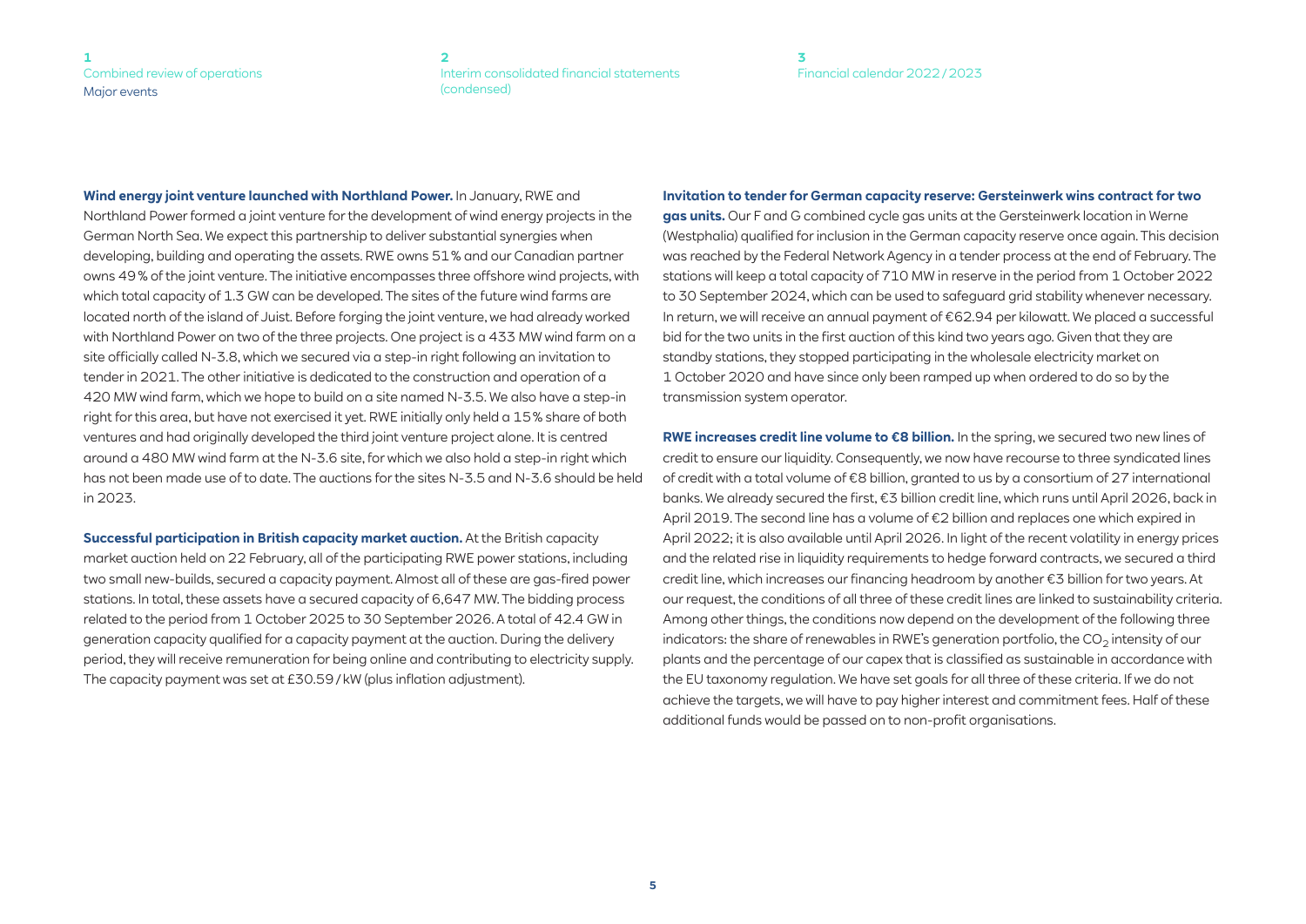**Wind energy joint venture launched with Northland Power.** In January, RWE and Northland Power formed a joint venture for the development of wind energy projects in the German North Sea. We expect this partnership to deliver substantial synergies when developing, building and operating the assets. RWE owns 51% and our Canadian partner owns 49% of the joint venture. The initiative encompasses three offshore wind projects, with which total capacity of 1.3 GW can be developed. The sites of the future wind farms are located north of the island of Juist. Before forging the joint venture, we had already worked with Northland Power on two of the three projects. One project is a 433 MW wind farm on a site officially called N-3.8, which we secured via a step-in right following an invitation to tender in 2021. The other initiative is dedicated to the construction and operation of a 420 MW wind farm, which we hope to build on a site named N-3.5. We also have a step-in right for this area, but have not exercised it yet. RWE initially only held a 15% share of both ventures and had originally developed the third joint venture project alone. It is centred around a 480 MW wind farm at the N-3.6 site, for which we also hold a step-in right which has not been made use of to date. The auctions for the sites N-3.5 and N-3.6 should be held in 2023.

**Successful participation in British capacity market auction.** At the British capacity market auction held on 22 February, all of the participating RWE power stations, including two small new-builds, secured a capacity payment. Almost all of these are gas-fired power stations. In total, these assets have a secured capacity of 6,647 MW. The bidding process related to the period from 1 October 2025 to 30 September 2026. A total of 42.4 GW in generation capacity qualified for a capacity payment at the auction. During the delivery period, they will receive remuneration for being online and contributing to electricity supply. The capacity payment was set at £30.59/kW (plus inflation adjustment).

**Invitation to tender for German capacity reserve: Gersteinwerk wins contract for two gas units.** Our F and G combined cycle gas units at the Gersteinwerk location in Werne (Westphalia) qualified for inclusion in the German capacity reserve once again. This decision was reached by the Federal Network Agency in a tender process at the end of February. The stations will keep a total capacity of 710 MW in reserve in the period from 1 October 2022 to 30 September 2024, which can be used to safeguard grid stability whenever necessary. In return, we will receive an annual payment of €62.94 per kilowatt. We placed a successful bid for the two units in the first auction of this kind two years ago. Given that they are standby stations, they stopped participating in the wholesale electricity market on 1 October 2020 and have since only been ramped up when ordered to do so by the transmission system operator.

**RWE increases credit line volume to €8 billion.** In the spring, we secured two new lines of credit to ensure our liquidity. Consequently, we now have recourse to three syndicated lines of credit with a total volume of €8 billion, granted to us by a consortium of 27 international banks. We already secured the first, €3 billion credit line, which runs until April 2026, back in April 2019. The second line has a volume of €2 billion and replaces one which expired in April 2022; it is also available until April 2026. In light of the recent volatility in energy prices and the related rise in liquidity requirements to hedge forward contracts, we secured a third credit line, which increases our financing headroom by another €3 billion for two years. At our request, the conditions of all three of these credit lines are linked to sustainability criteria. Among other things, the conditions now depend on the development of the following three indicators: the share of renewables in RWE's generation portfolio, the $CO_2$ intensity of our plants and the percentage of our capex that is classified as sustainable in accordance with the EU taxonomy regulation. We have set goals for all three of these criteria. If we do not achieve the targets, we will have to pay higher interest and commitment fees. Half of these additional funds would be passed on to non-profit organisations.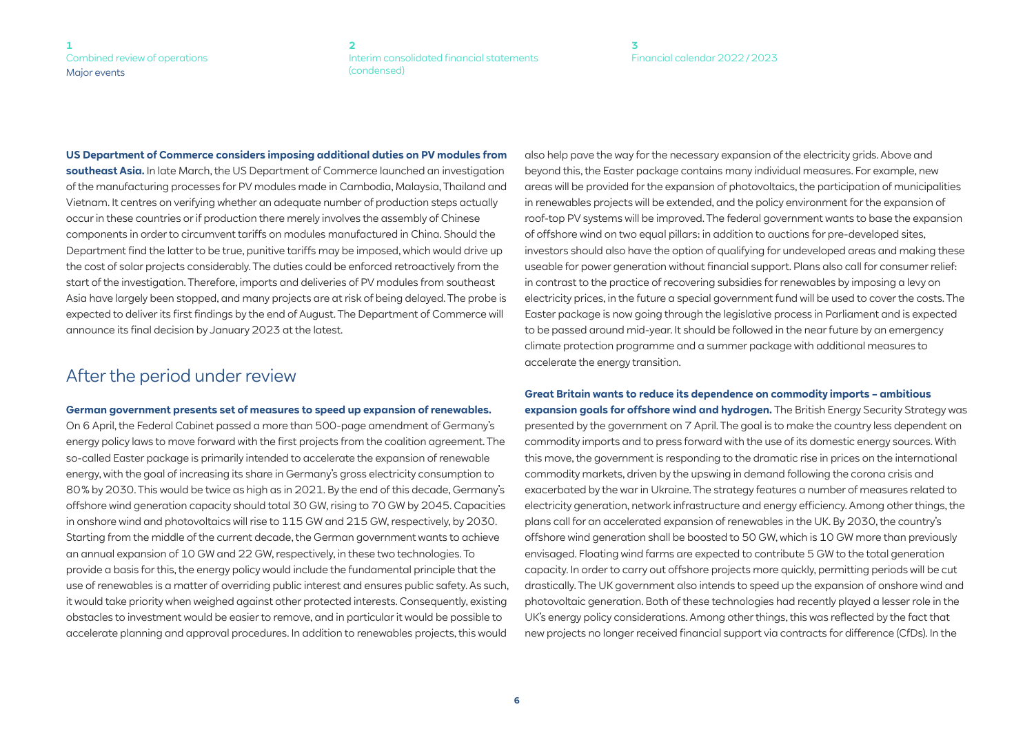**US Department of Commerce considers imposing additional duties on PV modules from southeast Asia.** In late March, the US Department of Commerce launched an investigation of the manufacturing processes for PV modules made in Cambodia, Malaysia, Thailand and Vietnam. It centres on verifying whether an adequate number of production steps actually occur in these countries or if production there merely involves the assembly of Chinese components in order to circumvent tariffs on modules manufactured in China. Should the Department find the latter to be true, punitive tariffs may be imposed, which would drive up the cost of solar projects considerably. The duties could be enforced retroactively from the start of the investigation. Therefore, imports and deliveries of PV modules from southeast Asia have largely been stopped, and many projects are at risk of being delayed. The probe is expected to deliver its first findings by the end of August. The Department of Commerce will announce its final decision by January 2023 at the latest.

## After the period under review

**German government presents set of measures to speed up expansion of renewables.** On 6 April, the Federal Cabinet passed a more than 500-page amendment of Germany's energy policy laws to move forward with the first projects from the coalition agreement. The so-called Easter package is primarily intended to accelerate the expansion of renewable energy, with the goal of increasing its share in Germany's gross electricity consumption to 80% by 2030. This would be twice as high as in 2021. By the end of this decade, Germany's offshore wind generation capacity should total 30 GW, rising to 70 GW by 2045. Capacities in onshore wind and photovoltaics will rise to 115 GW and 215 GW, respectively, by 2030. Starting from the middle of the current decade, the German government wants to achieve an annual expansion of 10 GW and 22 GW, respectively, in these two technologies. To provide a basis for this, the energy policy would include the fundamental principle that the use of renewables is a matter of overriding public interest and ensures public safety. As such, it would take priority when weighed against other protected interests. Consequently, existing obstacles to investment would be easier to remove, and in particular it would be possible to accelerate planning and approval procedures. In addition to renewables projects, this would also help pave the way for the necessary expansion of the electricity grids. Above and beyond this, the Easter package contains many individual measures. For example, new areas will be provided for the expansion of photovoltaics, the participation of municipalities in renewables projects will be extended, and the policy environment for the expansion of roof-top PV systems will be improved. The federal government wants to base the expansion of offshore wind on two equal pillars: in addition to auctions for pre-developed sites, investors should also have the option of qualifying for undeveloped areas and making these useable for power generation without financial support. Plans also call for consumer relief: in contrast to the practice of recovering subsidies for renewables by imposing a levy on electricity prices, in the future a special government fund will be used to cover the costs. The Easter package is now going through the legislative process in Parliament and is expected to be passed around mid-year. It should be followed in the near future by an emergency climate protection programme and a summer package with additional measures to accelerate the energy transition.

**Great Britain wants to reduce its dependence on commodity imports – ambitious expansion goals for offshore wind and hydrogen.** The British Energy Security Strategy was presented by the government on 7 April. The goal is to make the country less dependent on commodity imports and to press forward with the use of its domestic energy sources. With this move, the government is responding to the dramatic rise in prices on the international commodity markets, driven by the upswing in demand following the corona crisis and exacerbated by the war in Ukraine. The strategy features a number of measures related to electricity generation, network infrastructure and energy efficiency. Among other things, the plans call for an accelerated expansion of renewables in the UK. By 2030, the country's offshore wind generation shall be boosted to 50 GW, which is 10 GW more than previously envisaged. Floating wind farms are expected to contribute 5 GW to the total generation capacity. In order to carry out offshore projects more quickly, permitting periods will be cut drastically. The UK government also intends to speed up the expansion of onshore wind and photovoltaic generation. Both of these technologies had recently played a lesser role in the UK's energy policy considerations. Among other things, this was reflected by the fact that new projects no longer received financial support via contracts for difference (CfDs). In the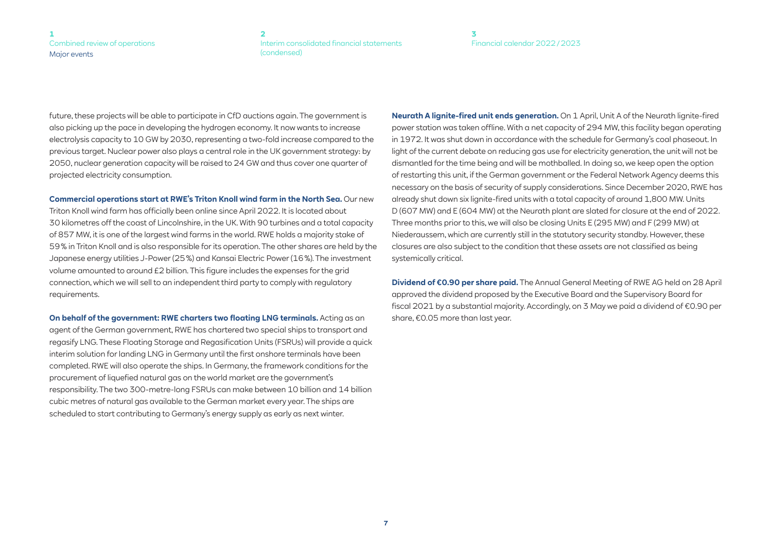future, these projects will be able to participate in CfD auctions again. The government is also picking up the pace in developing the hydrogen economy. It now wants to increase electrolysis capacity to 10 GW by 2030, representing a two-fold increase compared to the previous target. Nuclear power also plays a central role in the UK government strategy: by 2050, nuclear generation capacity will be raised to 24 GW and thus cover one quarter of projected electricity consumption.

**Commercial operations start at RWE's Triton Knoll wind farm in the North Sea.** Our new Triton Knoll wind farm has officially been online since April 2022. It is located about 30 kilometres off the coast of Lincolnshire, in the UK. With 90 turbines and a total capacity of 857 MW, it is one of the largest wind farms in the world. RWE holds a majority stake of 59% in Triton Knoll and is also responsible for its operation. The other shares are held by the Japanese energy utilities J-Power (25%) and Kansai Electric Power (16%). The investment volume amounted to around £2 billion. This figure includes the expenses for the grid connection, which we will sell to an independent third party to comply with regulatory requirements.

**On behalf of the government: RWE charters two floating LNG terminals.** Acting as an agent of the German government, RWE has chartered two special ships to transport and regasify LNG. These Floating Storage and Regasification Units (FSRUs) will provide a quick interim solution for landing LNG in Germany until the first onshore terminals have been completed. RWE will also operate the ships. In Germany, the framework conditions for the procurement of liquefied natural gas on the world market are the government's responsibility. The two 300-metre-long FSRUs can make between 10 billion and 14 billion cubic metres of natural gas available to the German market every year. The ships are scheduled to start contributing to Germany's energy supply as early as next winter.

**Neurath A lignite-fired unit ends generation.** On 1 April, Unit A of the Neurath lignite-fired power station was taken offline. With a net capacity of 294 MW, this facility began operating in 1972. It was shut down in accordance with the schedule for Germany's coal phaseout. In light of the current debate on reducing gas use for electricity generation, the unit will not be dismantled for the time being and will be mothballed. In doing so, we keep open the option of restarting this unit, if the German government or the Federal Network Agency deems this necessary on the basis of security of supply considerations. Since December 2020, RWE has already shut down six lignite-fired units with a total capacity of around 1,800 MW. Units D (607 MW) and E (604 MW) at the Neurath plant are slated for closure at the end of 2022. Three months prior to this, we will also be closing Units E (295 MW) and F (299 MW) at Niederaussem, which are currently still in the statutory security standby. However, these closures are also subject to the condition that these assets are not classified as being systemically critical.

**Dividend of €0.90 per share paid.** The Annual General Meeting of RWE AG held on 28 April approved the dividend proposed by the Executive Board and the Supervisory Board for fiscal 2021 by a substantial majority. Accordingly, on 3 May we paid a dividend of €0.90 per share, €0.05 more than last year.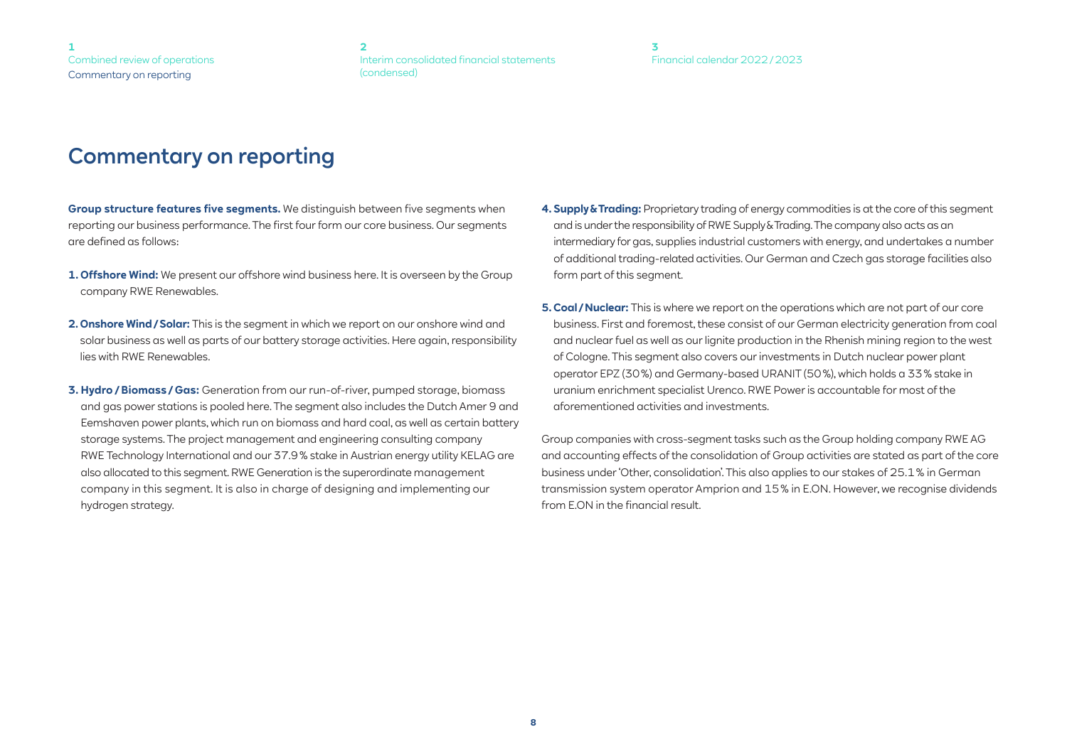# Commentary on reporting

**Group structure features five segments.** We distinguish between five segments when reporting our business performance. The first four form our core business. Our segments are defined as follows:

1. **Offshore Wind:** We present our offshore wind business here. It is overseen by the Group company RWE Renewables.

2. **Onshore Wind / Solar:** This is the segment in which we report on our onshore wind and solar business as well as parts of our battery storage activities. Here again, responsibility lies with RWE Renewables.

3. **Hydro / Biomass / Gas:** Generation from our run-of-river, pumped storage, biomass and gas power stations is pooled here. The segment also includes the Dutch Amer 9 and Eemshaven power plants, which run on biomass and hard coal, as well as certain battery storage systems. The project management and engineering consulting company RWE Technology International and our 37.9 % stake in Austrian energy utility KELAG are also allocated to this segment. RWE Generation is the superordinate management company in this segment. It is also in charge of designing and implementing our hydrogen strategy.

4. **Supply & Trading:** Proprietary trading of energy commodities is at the core of this segment and is under the responsibility of RWE Supply & Trading. The company also acts as an intermediary for gas, supplies industrial customers with energy, and undertakes a number of additional trading-related activities. Our German and Czech gas storage facilities also form part of this segment.

5. **Coal / Nuclear:** This is where we report on the operations which are not part of our core business. First and foremost, these consist of our German electricity generation from coal and nuclear fuel as well as our lignite production in the Rhenish mining region to the west of Cologne. This segment also covers our investments in Dutch nuclear power plant operator EPZ (30 %) and Germany-based URANIT (50 %), which holds a 33 % stake in uranium enrichment specialist Urenco. RWE Power is accountable for most of the aforementioned activities and investments.

Group companies with cross-segment tasks such as the Group holding company RWE AG and accounting effects of the consolidation of Group activities are stated as part of the core business under 'Other, consolidation'. This also applies to our stakes of 25.1 % in German transmission system operator Amprion and 15 % in E.ON. However, we recognise dividends from E.ON in the financial result.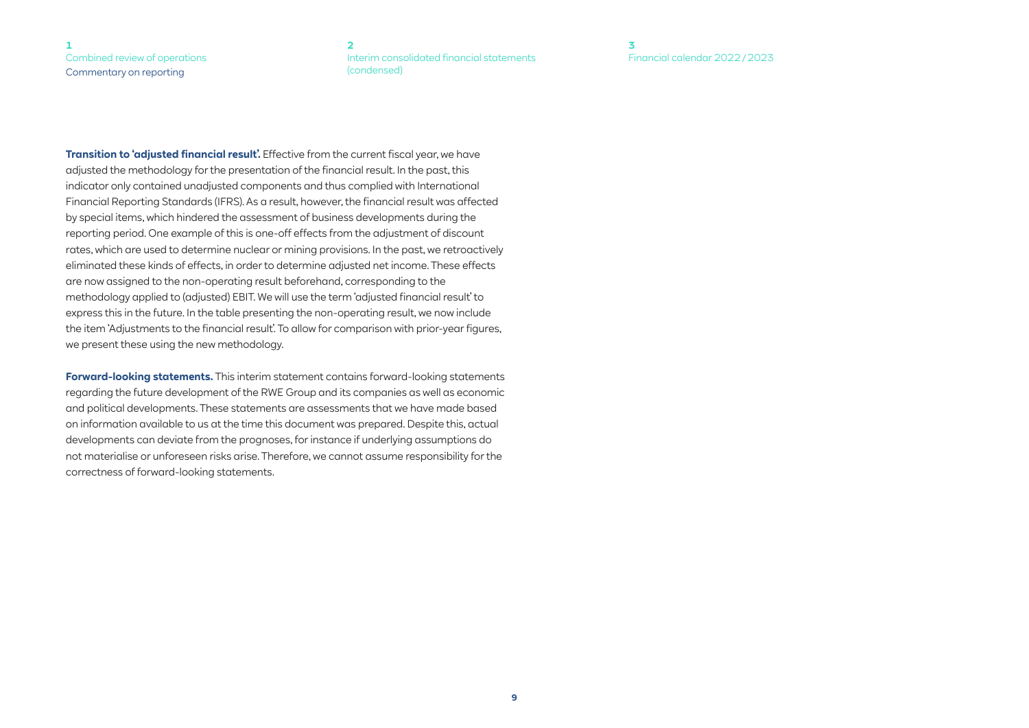**Transition to 'adjusted financial result'.** Effective from the current fiscal year, we have adjusted the methodology for the presentation of the financial result. In the past, this indicator only contained unadjusted components and thus complied with International Financial Reporting Standards (IFRS). As a result, however, the financial result was affected by special items, which hindered the assessment of business developments during the reporting period. One example of this is one-off effects from the adjustment of discount rates, which are used to determine nuclear or mining provisions. In the past, we retroactively eliminated these kinds of effects, in order to determine adjusted net income. These effects are now assigned to the non-operating result beforehand, corresponding to the methodology applied to (adjusted) EBIT. We will use the term 'adjusted financial result' to express this in the future. In the table presenting the non-operating result, we now include the item 'Adjustments to the financial result'. To allow for comparison with prior-year figures, we present these using the new methodology.

**Forward-looking statements.** This interim statement contains forward-looking statements regarding the future development of the RWE Group and its companies as well as economic and political developments. These statements are assessments that we have made based on information available to us at the time this document was prepared. Despite this, actual developments can deviate from the prognoses, for instance if underlying assumptions do not materialise or unforeseen risks arise. Therefore, we cannot assume responsibility for the correctness of forward-looking statements.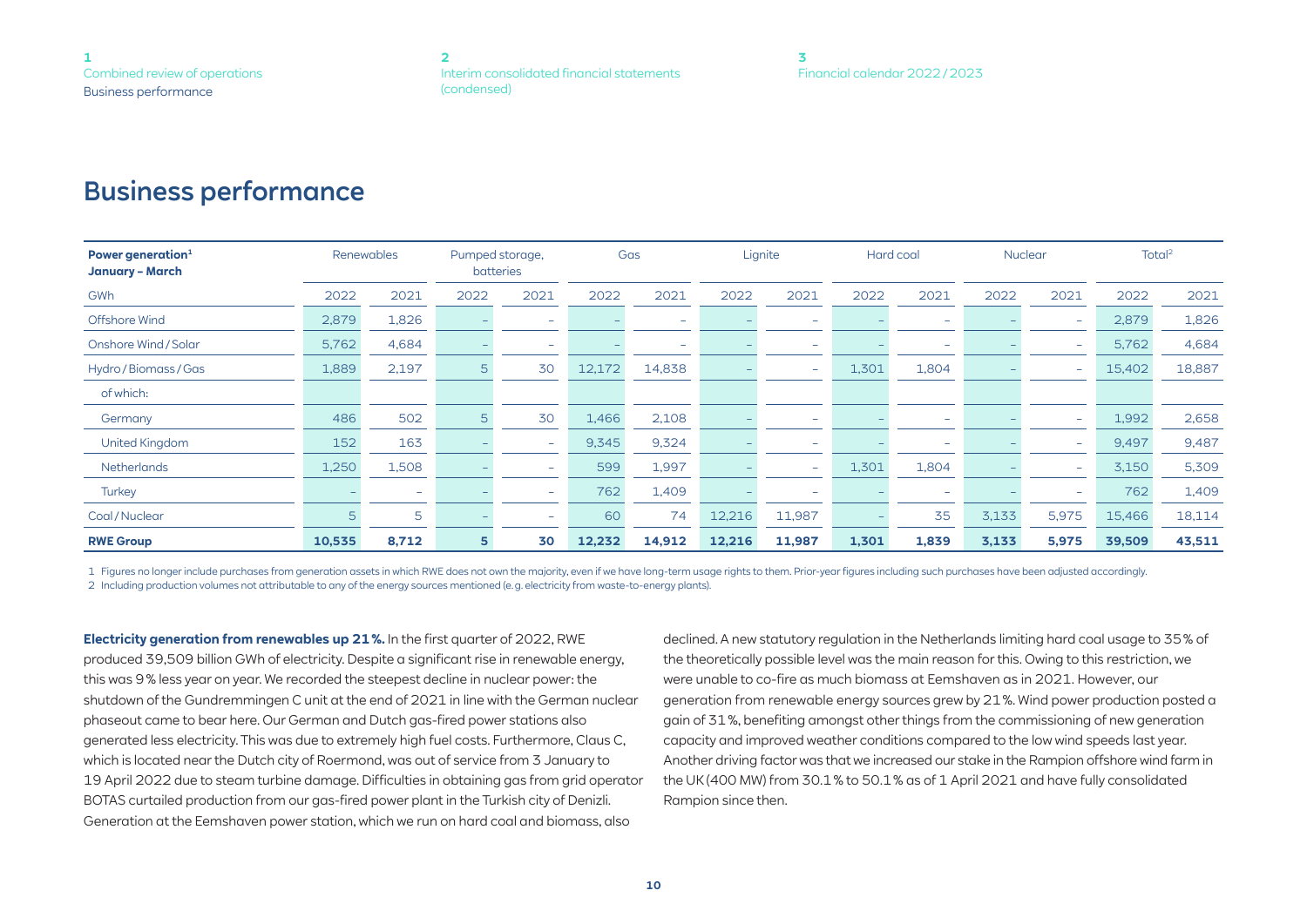# Business performance

| Power generation[1] January – March | Renewables | | Pumped storage, batteries | | Gas | | Lignite | | Hard coal | | Nuclear | | Total[2] | |
|---|---|---|---|---|---|---|---|---|---|---|---|---|---|---|
| GWh | 2022 | 2021 | 2022 | 2021 | 2022 | 2021 | 2022 | 2021 | 2022 | 2021 | 2022 | 2021 | 2022 | 2021 |
| Offshore Wind | 2,879 | 1,826 | – | – | – | – | – | – | – | – | – | – | 2,879 | 1,826 |
| Onshore Wind / Solar | 5,762 | 4,684 | – | – | – | – | – | – | – | – | – | – | 5,762 | 4,684 |
| Hydro / Biomass / Gas | 1,889 | 2,197 | 5 | 30 | 12,172 | 14,838 | – | – | 1,301 | 1,804 | – | – | 15,402 | 18,887 |
| of which: | | | | | | | | | | | | | | |
| Germany | 486 | 502 | 5 | 30 | 1,466 | 2,108 | – | – | – | – | – | – | 1,992 | 2,658 |
| United Kingdom | 152 | 163 | – | – | 9,345 | 9,324 | – | – | – | – | – | – | 9,497 | 9,487 |
| Netherlands | 1,250 | 1,508 | – | – | 599 | 1,997 | – | – | 1,301 | 1,804 | – | – | 3,150 | 5,309 |
| Turkey | – | – | – | – | 762 | 1,409 | – | – | – | – | – | – | 762 | 1,409 |
| Coal / Nuclear | 5 | 5 | – | – | 60 | 74 | 12,216 | 11,987 | – | 35 | 3,133 | 5,975 | 15,466 | 18,114 |
| **RWE Group** | **10,535** | **8,712** | **5** | **30** | **12,232** | **14,912** | **12,216** | **11,987** | **1,301** | **1,839** | **3,133** | **5,975** | **39,509** | **43,511** |

1 Figures no longer include purchases from generation assets in which RWE does not own the majority, even if we have long-term usage rights to them. Prior-year figures including such purchases have been adjusted accordingly.

2 Including production volumes not attributable to any of the energy sources mentioned (e. g. electricity from waste-to-energy plants).

**Electricity generation from renewables up 21 %.** In the first quarter of 2022, RWE produced 39,509 billion GWh of electricity. Despite a significant rise in renewable energy, this was 9 % less year on year. We recorded the steepest decline in nuclear power: the shutdown of the Gundremmingen C unit at the end of 2021 in line with the German nuclear phaseout came to bear here. Our German and Dutch gas-fired power stations also generated less electricity. This was due to extremely high fuel costs. Furthermore, Claus C, which is located near the Dutch city of Roermond, was out of service from 3 January to 19 April 2022 due to steam turbine damage. Difficulties in obtaining gas from grid operator BOTAS curtailed production from our gas-fired power plant in the Turkish city of Denizli. Generation at the Eemshaven power station, which we run on hard coal and biomass, also declined. A new statutory regulation in the Netherlands limiting hard coal usage to 35 % of the theoretically possible level was the main reason for this. Owing to this restriction, we were unable to co-fire as much biomass at Eemshaven as in 2021. However, our generation from renewable energy sources grew by 21 %. Wind power production posted a gain of 31 %, benefiting amongst other things from the commissioning of new generation capacity and improved weather conditions compared to the low wind speeds last year. Another driving factor was that we increased our stake in the Rampion offshore wind farm in the UK (400 MW) from 30.1 % to 50.1 % as of 1 April 2021 and have fully consolidated Rampion since then.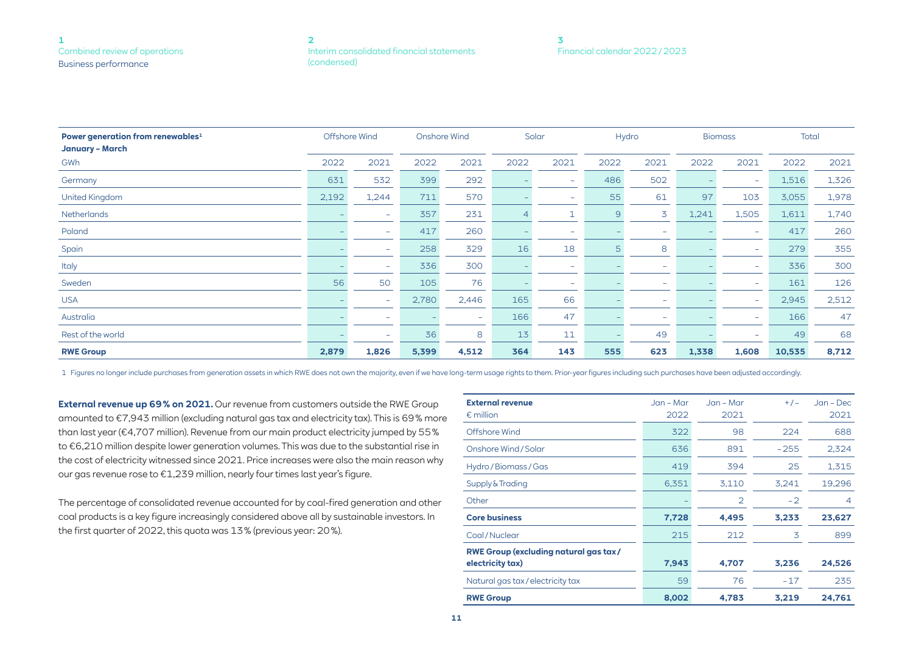| Power generation from renewables[1] January – March | Offshore Wind | | Onshore Wind | | Solar | | Hydro | | Biomass | | Total | |
|---|---|---|---|---|---|---|---|---|---|---|---|---|
| GWh | 2022 | 2021 | 2022 | 2021 | 2022 | 2021 | 2022 | 2021 | 2022 | 2021 | 2022 | 2021 |
| Germany | 631 | 532 | 399 | 292 | – | – | 486 | 502 | – | – | 1,516 | 1,326 |
| United Kingdom | 2,192 | 1,244 | 711 | 570 | – | – | 55 | 61 | 97 | 103 | 3,055 | 1,978 |
| Netherlands | – | – | 357 | 231 | 4 | 1 | 9 | 3 | 1,241 | 1,505 | 1,611 | 1,740 |
| Poland | – | – | 417 | 260 | – | – | – | – | – | – | 417 | 260 |
| Spain | – | – | 258 | 329 | 16 | 18 | 5 | 8 | – | – | 279 | 355 |
| Italy | – | – | 336 | 300 | – | – | – | – | – | – | 336 | 300 |
| Sweden | 56 | 50 | 105 | 76 | – | – | – | – | – | – | 161 | 126 |
| USA | – | – | 2,780 | 2,446 | 165 | 66 | – | – | – | – | 2,945 | 2,512 |
| Australia | – | – | – | – | 166 | 47 | – | – | – | – | 166 | 47 |
| Rest of the world | – | – | 36 | 8 | 13 | 11 | – | 49 | – | – | 49 | 68 |
| **RWE Group** | **2,879** | **1,826** | **5,399** | **4,512** | **364** | **143** | **555** | **623** | **1,338** | **1,608** | **10,535** | **8,712** |

1 Figures no longer include purchases from generation assets in which RWE does not own the majority, even if we have long-term usage rights to them. Prior-year figures including such purchases have been adjusted accordingly.

**External revenue up 69% on 2021.** Our revenue from customers outside the RWE Group amounted to €7,943 million (excluding natural gas tax and electricity tax). This is 69% more than last year (€4,707 million). Revenue from our main product electricity jumped by 55% to €6,210 million despite lower generation volumes. This was due to the substantial rise in the cost of electricity witnessed since 2021. Price increases were also the main reason why our gas revenue rose to €1,239 million, nearly four times last year's figure.

The percentage of consolidated revenue accounted for by coal-fired generation and other coal products is a key figure increasingly considered above all by sustainable investors. In the first quarter of 2022, this quota was 13% (previous year: 20%).

| External revenue € million | Jan – Mar 2022 | Jan – Mar 2021 | +/– | Jan – Dec 2021 |
|---|---|---|---|---|
| Offshore Wind | 322 | 98 | 224 | 688 |
| Onshore Wind / Solar | 636 | 891 | –255 | 2,324 |
| Hydro / Biomass / Gas | 419 | 394 | 25 | 1,315 |
| Supply & Trading | 6,351 | 3,110 | 3,241 | 19,296 |
| Other | – | 2 | –2 | 4 |
| **Core business** | **7,728** | **4,495** | **3,233** | **23,627** |
| Coal / Nuclear | 215 | 212 | 3 | 899 |
| **RWE Group (excluding natural gas tax / electricity tax)** | **7,943** | **4,707** | **3,236** | **24,526** |
| Natural gas tax / electricity tax | 59 | 76 | –17 | 235 |
| **RWE Group** | **8,002** | **4,783** | **3,219** | **24,761** |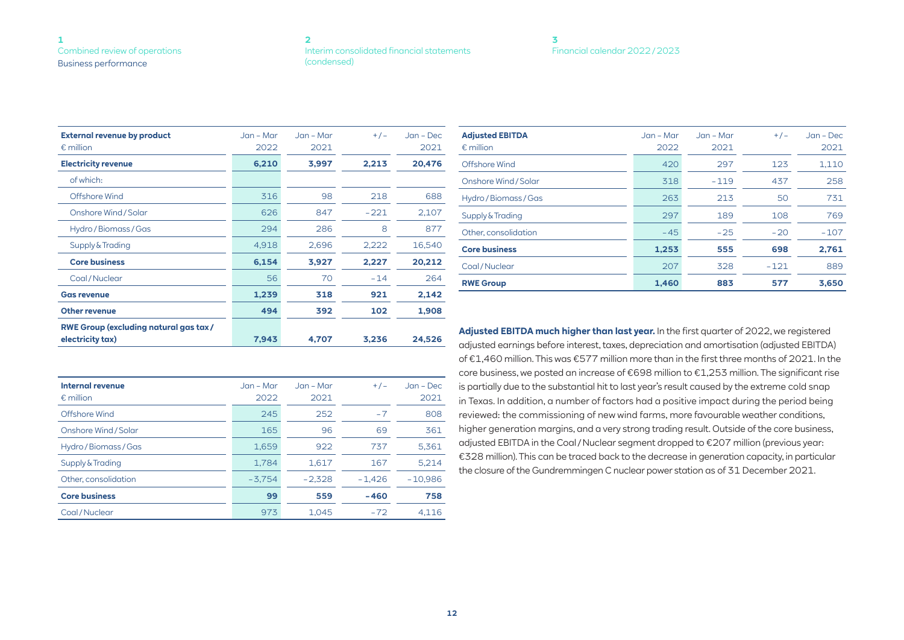| External revenue by product<br>€ million | Jan – Mar 2022 | Jan – Mar 2021 | +/– | Jan – Dec 2021 |
|---|---|---|---|---|
| **Electricity revenue** | **6,210** | **3,997** | **2,213** | **20,476** |
| of which: | | | | |
| Offshore Wind | 316 | 98 | 218 | 688 |
| Onshore Wind / Solar | 626 | 847 | –221 | 2,107 |
| Hydro / Biomass / Gas | 294 | 286 | 8 | 877 |
| Supply & Trading | 4,918 | 2,696 | 2,222 | 16,540 |
| **Core business** | **6,154** | **3,927** | **2,227** | **20,212** |
| Coal / Nuclear | 56 | 70 | –14 | 264 |
| **Gas revenue** | **1,239** | **318** | **921** | **2,142** |
| **Other revenue** | **494** | **392** | **102** | **1,908** |
| **RWE Group (excluding natural gas tax / electricity tax)** | **7,943** | **4,707** | **3,236** | **24,526** |

| Internal revenue<br>€ million | Jan – Mar 2022 | Jan – Mar 2021 | +/– | Jan – Dec 2021 |
|---|---|---|---|---|
| Offshore Wind | 245 | 252 | –7 | 808 |
| Onshore Wind / Solar | 165 | 96 | 69 | 361 |
| Hydro / Biomass / Gas | 1,659 | 922 | 737 | 5,361 |
| Supply & Trading | 1,784 | 1,617 | 167 | 5,214 |
| Other, consolidation | –3,754 | –2,328 | –1,426 | –10,986 |
| **Core business** | **99** | **559** | **–460** | **758** |
| Coal / Nuclear | 973 | 1,045 | –72 | 4,116 |

| Adjusted EBITDA<br>€ million | Jan – Mar 2022 | Jan – Mar 2021 | +/– | Jan – Dec 2021 |
|---|---|---|---|---|
| Offshore Wind | 420 | 297 | 123 | 1,110 |
| Onshore Wind / Solar | 318 | –119 | 437 | 258 |
| Hydro / Biomass / Gas | 263 | 213 | 50 | 731 |
| Supply & Trading | 297 | 189 | 108 | 769 |
| Other, consolidation | –45 | –25 | –20 | –107 |
| **Core business** | **1,253** | **555** | **698** | **2,761** |
| Coal / Nuclear | 207 | 328 | –121 | 889 |
| **RWE Group** | **1,460** | **883** | **577** | **3,650** |

**Adjusted EBITDA much higher than last year.** In the first quarter of 2022, we registered adjusted earnings before interest, taxes, depreciation and amortisation (adjusted EBITDA) of €1,460 million. This was €577 million more than in the first three months of 2021. In the core business, we posted an increase of €698 million to €1,253 million. The significant rise is partially due to the substantial hit to last year's result caused by the extreme cold snap in Texas. In addition, a number of factors had a positive impact during the period being reviewed: the commissioning of new wind farms, more favourable weather conditions, higher generation margins, and a very strong trading result. Outside of the core business, adjusted EBITDA in the Coal / Nuclear segment dropped to €207 million (previous year: €328 million). This can be traced back to the decrease in generation capacity, in particular the closure of the Gundremmingen C nuclear power station as of 31 December 2021.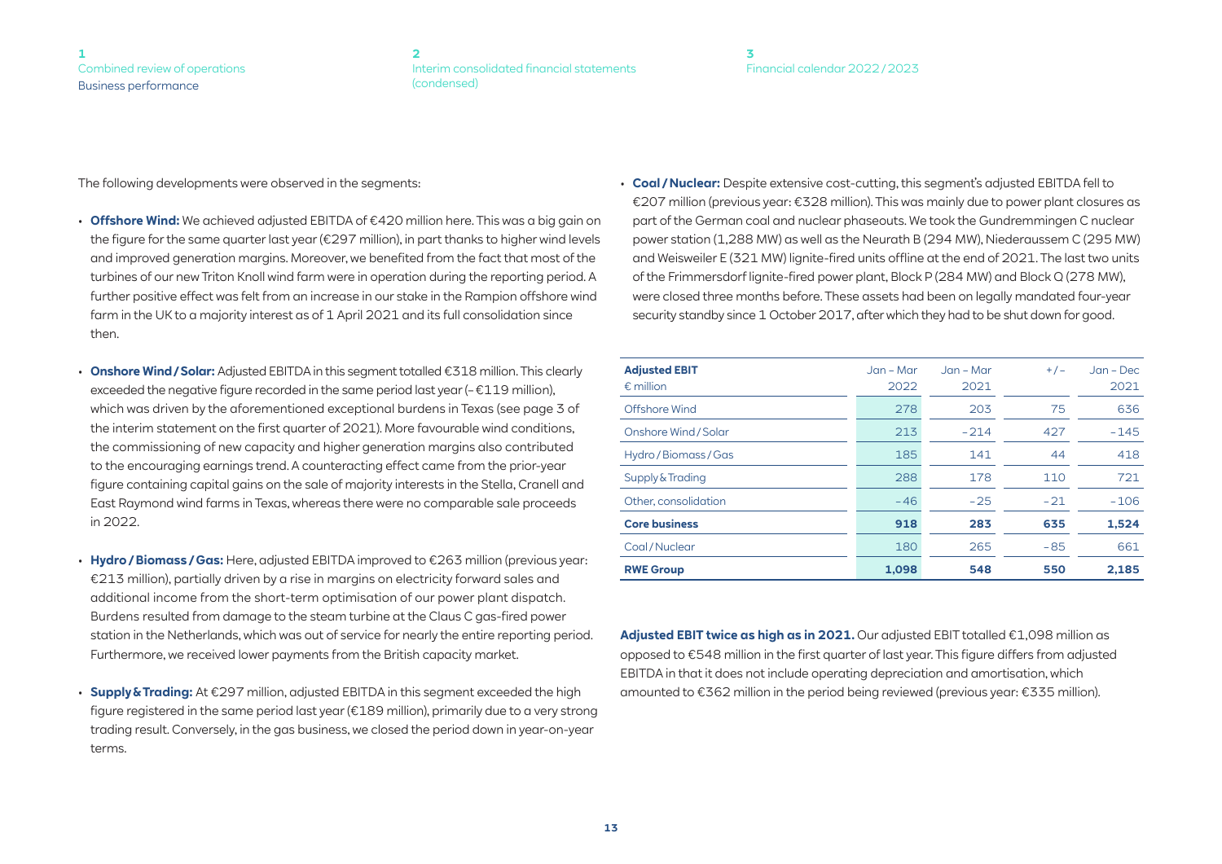The following developments were observed in the segments:

- **Offshore Wind:** We achieved adjusted EBITDA of €420 million here. This was a big gain on the figure for the same quarter last year (€297 million), in part thanks to higher wind levels and improved generation margins. Moreover, we benefited from the fact that most of the turbines of our new Triton Knoll wind farm were in operation during the reporting period. A further positive effect was felt from an increase in our stake in the Rampion offshore wind farm in the UK to a majority interest as of 1 April 2021 and its full consolidation since then.
- **Onshore Wind / Solar:** Adjusted EBITDA in this segment totalled €318 million. This clearly exceeded the negative figure recorded in the same period last year (– €119 million), which was driven by the aforementioned exceptional burdens in Texas (see page 3 of the interim statement on the first quarter of 2021). More favourable wind conditions, the commissioning of new capacity and higher generation margins also contributed to the encouraging earnings trend. A counteracting effect came from the prior-year figure containing capital gains on the sale of majority interests in the Stella, Cranell and East Raymond wind farms in Texas, whereas there were no comparable sale proceeds in 2022.
- **Hydro / Biomass / Gas:** Here, adjusted EBITDA improved to €263 million (previous year: €213 million), partially driven by a rise in margins on electricity forward sales and additional income from the short-term optimisation of our power plant dispatch. Burdens resulted from damage to the steam turbine at the Claus C gas-fired power station in the Netherlands, which was out of service for nearly the entire reporting period. Furthermore, we received lower payments from the British capacity market.
- **Supply & Trading:** At €297 million, adjusted EBITDA in this segment exceeded the high figure registered in the same period last year (€189 million), primarily due to a very strong trading result. Conversely, in the gas business, we closed the period down in year-on-year terms.
- **Coal / Nuclear:** Despite extensive cost-cutting, this segment's adjusted EBITDA fell to €207 million (previous year: €328 million). This was mainly due to power plant closures as part of the German coal and nuclear phaseouts. We took the Gundremmingen C nuclear power station (1,288 MW) as well as the Neurath B (294 MW), Niederaussem C (295 MW) and Weisweiler E (321 MW) lignite-fired units offline at the end of 2021. The last two units of the Frimmersdorf lignite-fired power plant, Block P (284 MW) and Block Q (278 MW), were closed three months before. These assets had been on legally mandated four-year security standby since 1 October 2017, after which they had to be shut down for good.

| **Adjusted EBIT** € million | Jan – Mar 2022 | Jan – Mar 2021 | + / – | Jan – Dec 2021 |
|---|---|---|---|---|
| Offshore Wind | 278 | 203 | 75 | 636 |
| Onshore Wind / Solar | 213 | – 214 | 427 | – 145 |
| Hydro / Biomass / Gas | 185 | 141 | 44 | 418 |
| Supply & Trading | 288 | 178 | 110 | 721 |
| Other, consolidation | – 46 | – 25 | – 21 | – 106 |
| **Core business** | **918** | **283** | **635** | **1,524** |
| Coal / Nuclear | 180 | 265 | – 85 | 661 |
| **RWE Group** | **1,098** | **548** | **550** | **2,185** |

**Adjusted EBIT twice as high as in 2021.** Our adjusted EBIT totalled €1,098 million as opposed to €548 million in the first quarter of last year. This figure differs from adjusted EBITDA in that it does not include operating depreciation and amortisation, which amounted to €362 million in the period being reviewed (previous year: €335 million).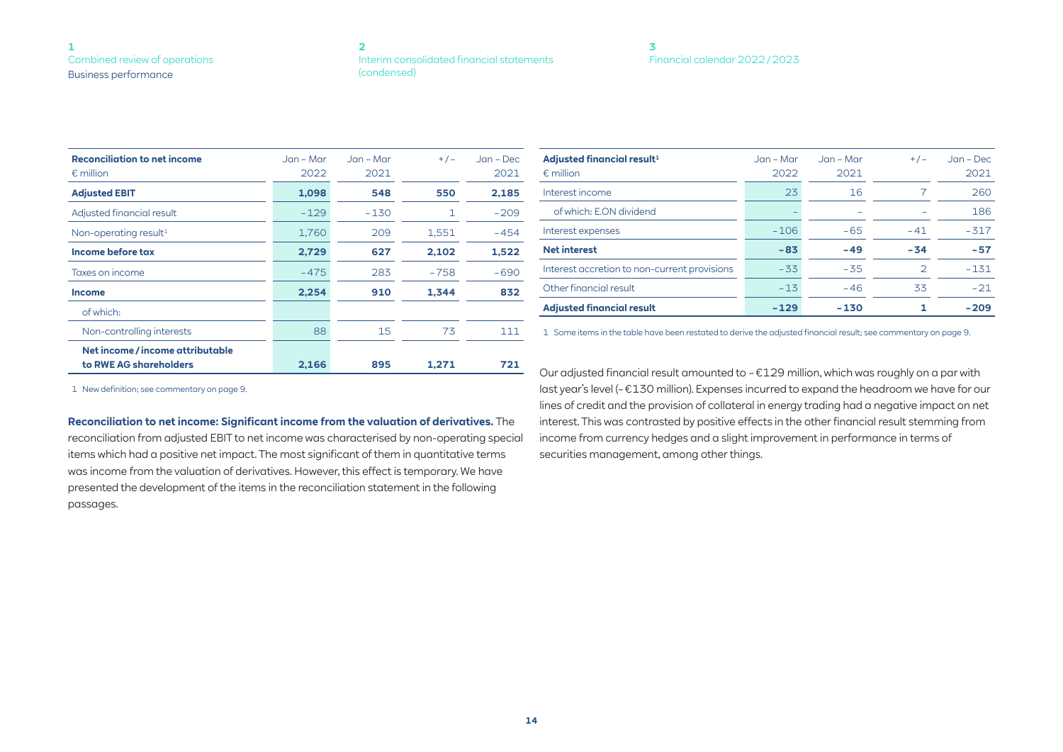| Reconciliation to net income<br>€ million | Jan – Mar 2022 | Jan – Mar 2021 | +/– | Jan – Dec 2021 |
|---|---|---|---|---|
| **Adjusted EBIT** | **1,098** | **548** | **550** | **2,185** |
| Adjusted financial result | –129 | –130 | 1 | –209 |
| Non-operating result[1] | 1,760 | 209 | 1,551 | –454 |
| **Income before tax** | **2,729** | **627** | **2,102** | **1,522** |
| Taxes on income | –475 | 283 | –758 | –690 |
| **Income** | **2,254** | **910** | **1,344** | **832** |
| of which: | | | | |
| Non-controlling interests | 88 | 15 | 73 | 111 |
| **Net income / income attributable to RWE AG shareholders** | **2,166** | **895** | **1,271** | **721** |

1 New definition; see commentary on page 9.

**Reconciliation to net income: Significant income from the valuation of derivatives.** The reconciliation from adjusted EBIT to net income was characterised by non-operating special items which had a positive net impact. The most significant of them in quantitative terms was income from the valuation of derivatives. However, this effect is temporary. We have presented the development of the items in the reconciliation statement in the following passages.

| Adjusted financial result[1]<br>€ million | Jan – Mar 2022 | Jan – Mar 2021 | +/– | Jan – Dec 2021 |
|---|---|---|---|---|
| Interest income | 23 | 16 | 7 | 260 |
| of which: E.ON dividend | – | – | – | 186 |
| Interest expenses | –106 | –65 | –41 | –317 |
| **Net interest** | **–83** | **–49** | **–34** | **–57** |
| Interest accretion to non-current provisions | –33 | –35 | 2 | –131 |
| Other financial result | –13 | –46 | 33 | –21 |
| **Adjusted financial result** | **–129** | **–130** | **1** | **–209** |

1 Some items in the table have been restated to derive the adjusted financial result; see commentary on page 9.

Our adjusted financial result amounted to –€129 million, which was roughly on a par with last year's level (–€130 million). Expenses incurred to expand the headroom we have for our lines of credit and the provision of collateral in energy trading had a negative impact on net interest. This was contrasted by positive effects in the other financial result stemming from income from currency hedges and a slight improvement in performance in terms of securities management, among other things.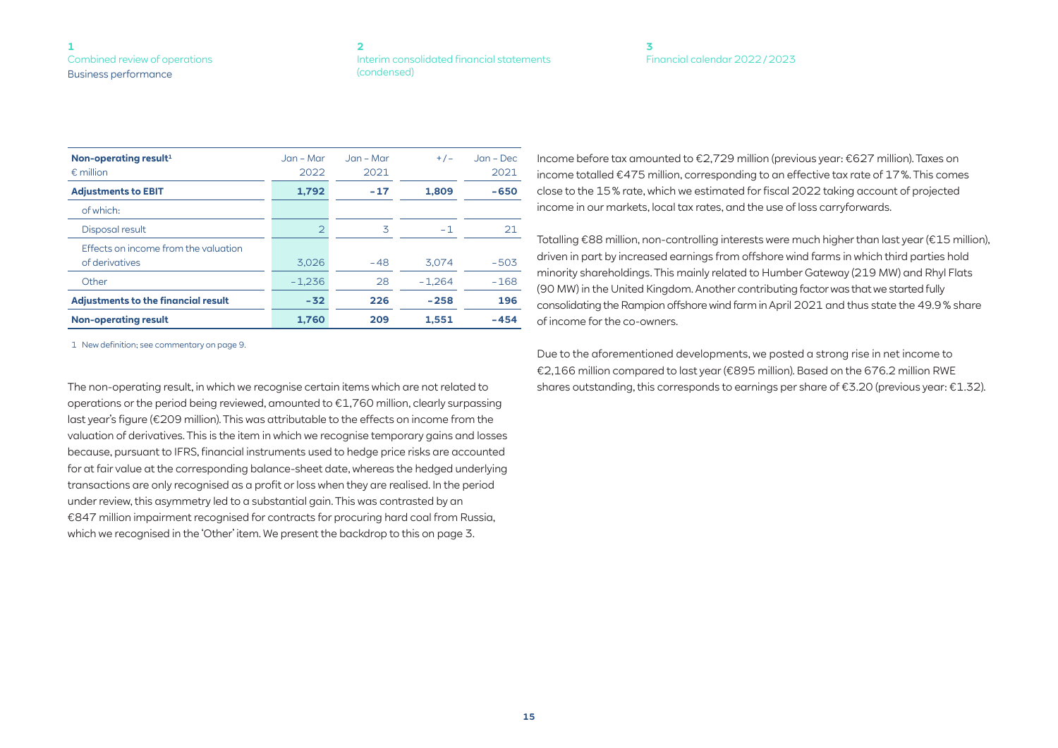| Non-operating result[1] € million | Jan – Mar 2022 | Jan – Mar 2021 | +/– | Jan – Dec 2021 |
|---|---|---|---|---|
| **Adjustments to EBIT** | **1,792** | **–17** | **1,809** | **–650** |
| of which: | | | | |
| Disposal result | 2 | 3 | –1 | 21 |
| Effects on income from the valuation of derivatives | 3,026 | –48 | 3,074 | –503 |
| Other | –1,236 | 28 | –1,264 | –168 |
| **Adjustments to the financial result** | **–32** | **226** | **–258** | **196** |
| **Non-operating result** | **1,760** | **209** | **1,551** | **–454** |

1 New definition; see commentary on page 9.

The non-operating result, in which we recognise certain items which are not related to operations or the period being reviewed, amounted to €1,760 million, clearly surpassing last year's figure (€209 million). This was attributable to the effects on income from the valuation of derivatives. This is the item in which we recognise temporary gains and losses because, pursuant to IFRS, financial instruments used to hedge price risks are accounted for at fair value at the corresponding balance-sheet date, whereas the hedged underlying transactions are only recognised as a profit or loss when they are realised. In the period under review, this asymmetry led to a substantial gain. This was contrasted by an €847 million impairment recognised for contracts for procuring hard coal from Russia, which we recognised in the 'Other' item. We present the backdrop to this on page 3.

Income before tax amounted to €2,729 million (previous year: €627 million). Taxes on income totalled €475 million, corresponding to an effective tax rate of 17%. This comes close to the 15% rate, which we estimated for fiscal 2022 taking account of projected income in our markets, local tax rates, and the use of loss carryforwards.

Totalling €88 million, non-controlling interests were much higher than last year (€15 million), driven in part by increased earnings from offshore wind farms in which third parties hold minority shareholdings. This mainly related to Humber Gateway (219 MW) and Rhyl Flats (90 MW) in the United Kingdom. Another contributing factor was that we started fully consolidating the Rampion offshore wind farm in April 2021 and thus state the 49.9% share of income for the co-owners.

Due to the aforementioned developments, we posted a strong rise in net income to €2,166 million compared to last year (€895 million). Based on the 676.2 million RWE shares outstanding, this corresponds to earnings per share of €3.20 (previous year: €1.32).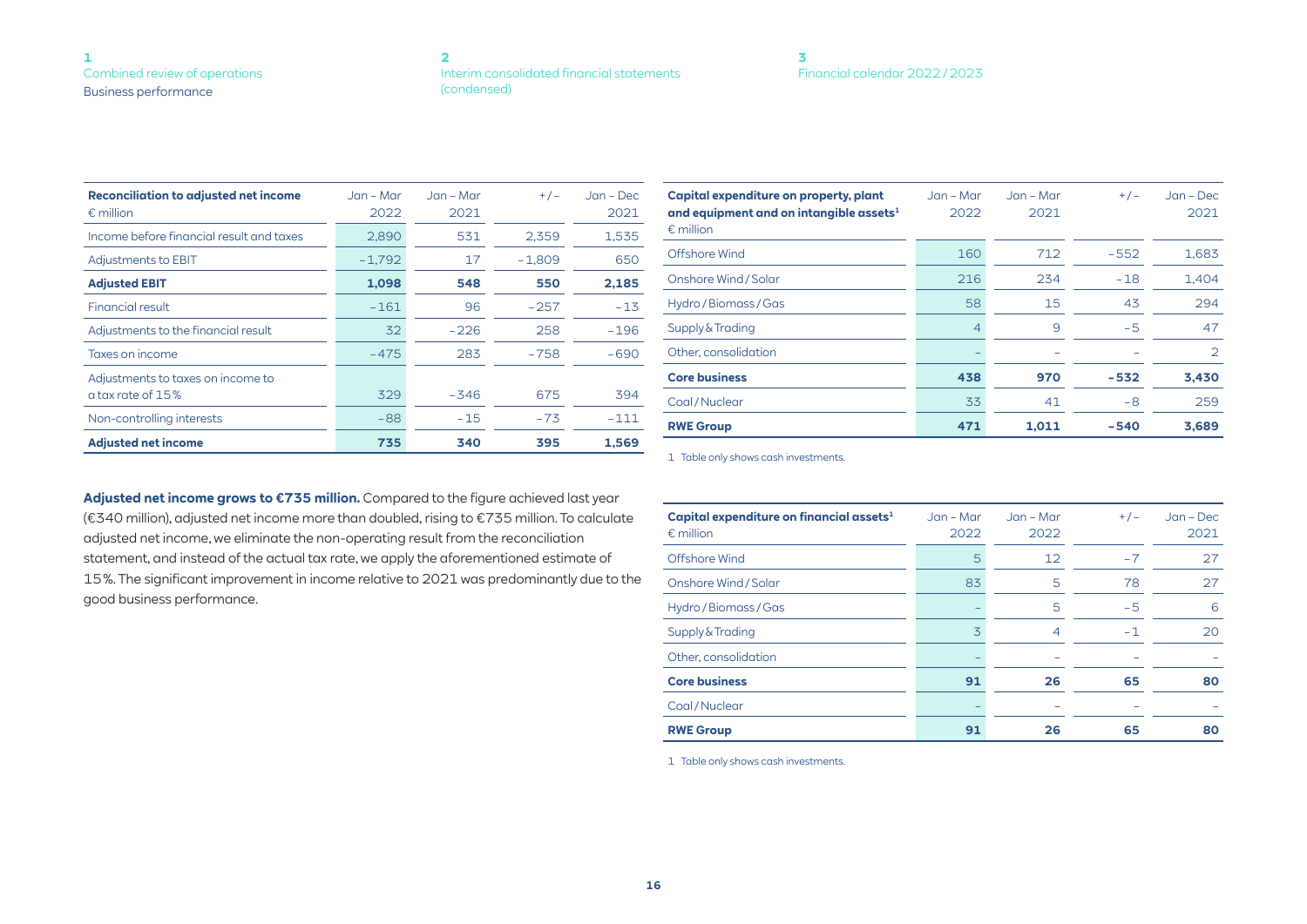| Reconciliation to adjusted net income<br>€ million | Jan – Mar 2022 | Jan – Mar 2021 | +/– | Jan – Dec 2021 |
|---|---|---|---|---|
| Income before financial result and taxes | 2,890 | 531 | 2,359 | 1,535 |
| Adjustments to EBIT | –1,792 | 17 | –1,809 | 650 |
| **Adjusted EBIT** | **1,098** | **548** | **550** | **2,185** |
| Financial result | –161 | 96 | –257 | –13 |
| Adjustments to the financial result | 32 | –226 | 258 | –196 |
| Taxes on income | –475 | 283 | –758 | –690 |
| Adjustments to taxes on income to a tax rate of 15% | 329 | –346 | 675 | 394 |
| Non-controlling interests | –88 | –15 | –73 | –111 |
| **Adjusted net income** | **735** | **340** | **395** | **1,569** |

**Adjusted net income grows to €735 million.** Compared to the figure achieved last year (€340 million), adjusted net income more than doubled, rising to €735 million. To calculate adjusted net income, we eliminate the non-operating result from the reconciliation statement, and instead of the actual tax rate, we apply the aforementioned estimate of 15%. The significant improvement in income relative to 2021 was predominantly due to the good business performance.

| Capital expenditure on property, plant and equipment and on intangible assets[1]<br>€ million | Jan – Mar 2022 | Jan – Mar 2021 | +/– | Jan – Dec 2021 |
|---|---|---|---|---|
| Offshore Wind | 160 | 712 | –552 | 1,683 |
| Onshore Wind / Solar | 216 | 234 | –18 | 1,404 |
| Hydro / Biomass / Gas | 58 | 15 | 43 | 294 |
| Supply & Trading | 4 | 9 | –5 | 47 |
| Other, consolidation | – | – | – | 2 |
| **Core business** | **438** | **970** | **–532** | **3,430** |
| Coal / Nuclear | 33 | 41 | –8 | 259 |
| **RWE Group** | **471** | **1,011** | **–540** | **3,689** |

1 Table only shows cash investments.

| Capital expenditure on financial assets[1]<br>€ million | Jan – Mar 2022 | Jan – Mar 2022 | +/– | Jan – Dec 2021 |
|---|---|---|---|---|
| Offshore Wind | 5 | 12 | –7 | 27 |
| Onshore Wind / Solar | 83 | 5 | 78 | 27 |
| Hydro / Biomass / Gas | – | 5 | –5 | 6 |
| Supply & Trading | 3 | 4 | –1 | 20 |
| Other, consolidation | – | – | – | – |
| **Core business** | **91** | **26** | **65** | **80** |
| Coal / Nuclear | – | – | – | – |
| **RWE Group** | **91** | **26** | **65** | **80** |

1 Table only shows cash investments.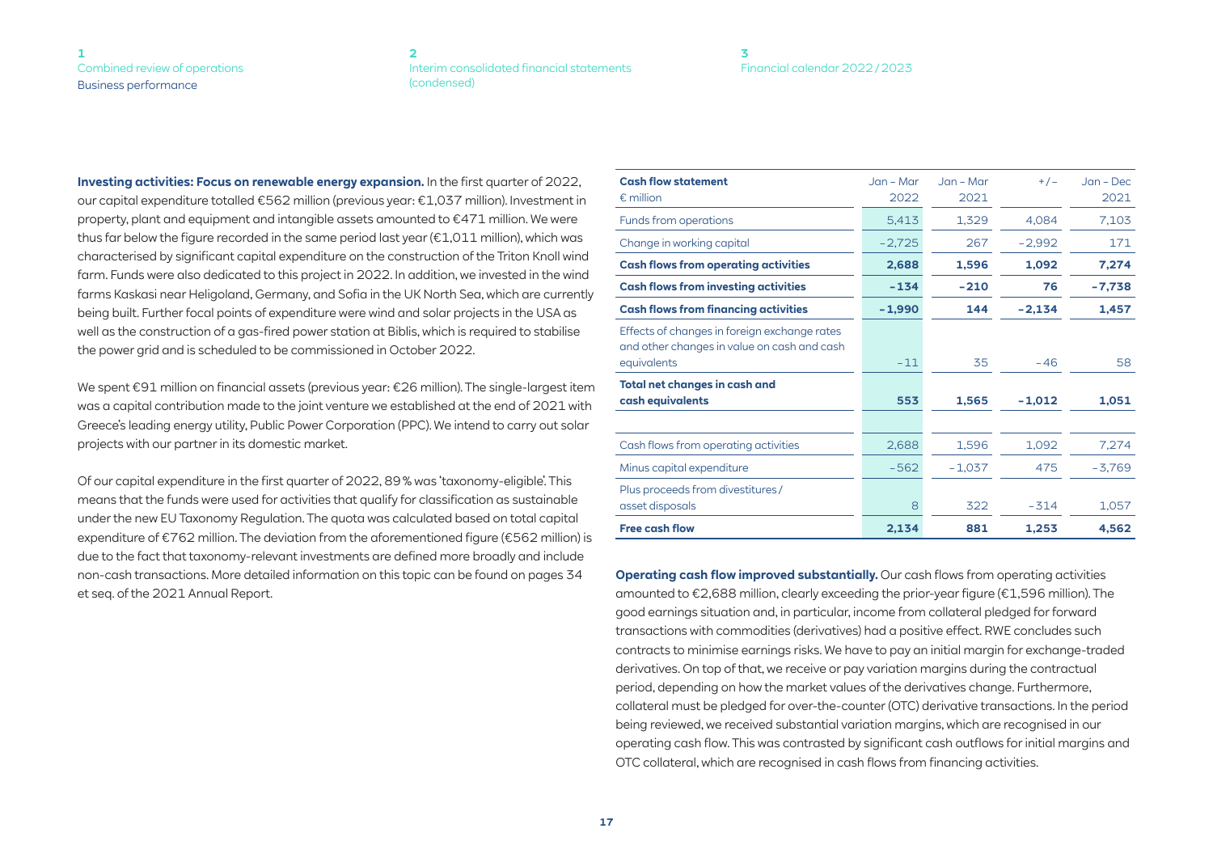**Investing activities: Focus on renewable energy expansion.** In the first quarter of 2022, our capital expenditure totalled €562 million (previous year: €1,037 million). Investment in property, plant and equipment and intangible assets amounted to €471 million. We were thus far below the figure recorded in the same period last year (€1,011 million), which was characterised by significant capital expenditure on the construction of the Triton Knoll wind farm. Funds were also dedicated to this project in 2022. In addition, we invested in the wind farms Kaskasi near Heligoland, Germany, and Sofia in the UK North Sea, which are currently being built. Further focal points of expenditure were wind and solar projects in the USA as well as the construction of a gas-fired power station at Biblis, which is required to stabilise the power grid and is scheduled to be commissioned in October 2022.

We spent €91 million on financial assets (previous year: €26 million). The single-largest item was a capital contribution made to the joint venture we established at the end of 2021 with Greece's leading energy utility, Public Power Corporation (PPC). We intend to carry out solar projects with our partner in its domestic market.

Of our capital expenditure in the first quarter of 2022, 89% was 'taxonomy-eligible'. This means that the funds were used for activities that qualify for classification as sustainable under the new EU Taxonomy Regulation. The quota was calculated based on total capital expenditure of €762 million. The deviation from the aforementioned figure (€562 million) is due to the fact that taxonomy-relevant investments are defined more broadly and include non-cash transactions. More detailed information on this topic can be found on pages 34 et seq. of the 2021 Annual Report.

| **Cash flow statement** € million | Jan – Mar 2022 | Jan – Mar 2021 | +/– | Jan – Dec 2021 |
|---|---|---|---|---|
| Funds from operations | 5,413 | 1,329 | 4,084 | 7,103 |
| Change in working capital | –2,725 | 267 | –2,992 | 171 |
| **Cash flows from operating activities** | **2,688** | **1,596** | **1,092** | **7,274** |
| **Cash flows from investing activities** | **–134** | **–210** | **76** | **–7,738** |
| **Cash flows from financing activities** | **–1,990** | **144** | **–2,134** | **1,457** |
| Effects of changes in foreign exchange rates and other changes in value on cash and cash equivalents | –11 | 35 | –46 | 58 |
| **Total net changes in cash and cash equivalents** | **553** | **1,565** | **–1,012** | **1,051** |
| | | | | |
| Cash flows from operating activities | 2,688 | 1,596 | 1,092 | 7,274 |
| Minus capital expenditure | –562 | –1,037 | 475 | –3,769 |
| Plus proceeds from divestitures / asset disposals | 8 | 322 | –314 | 1,057 |
| **Free cash flow** | **2,134** | **881** | **1,253** | **4,562** |

**Operating cash flow improved substantially.** Our cash flows from operating activities amounted to €2,688 million, clearly exceeding the prior-year figure (€1,596 million). The good earnings situation and, in particular, income from collateral pledged for forward transactions with commodities (derivatives) had a positive effect. RWE concludes such contracts to minimise earnings risks. We have to pay an initial margin for exchange-traded derivatives. On top of that, we receive or pay variation margins during the contractual period, depending on how the market values of the derivatives change. Furthermore, collateral must be pledged for over-the-counter (OTC) derivative transactions. In the period being reviewed, we received substantial variation margins, which are recognised in our operating cash flow. This was contrasted by significant cash outflows for initial margins and OTC collateral, which are recognised in cash flows from financing activities.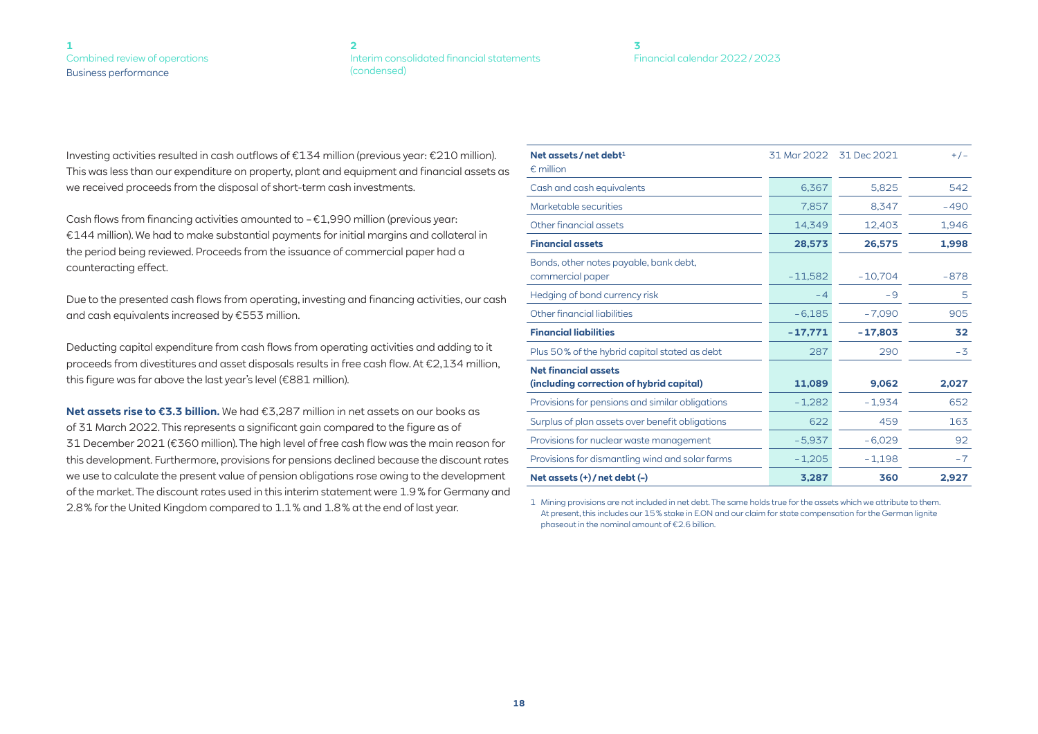Investing activities resulted in cash outflows of €134 million (previous year: €210 million). This was less than our expenditure on property, plant and equipment and financial assets as we received proceeds from the disposal of short-term cash investments.

Cash flows from financing activities amounted to – €1,990 million (previous year: €144 million). We had to make substantial payments for initial margins and collateral in the period being reviewed. Proceeds from the issuance of commercial paper had a counteracting effect.

Due to the presented cash flows from operating, investing and financing activities, our cash and cash equivalents increased by €553 million.

Deducting capital expenditure from cash flows from operating activities and adding to it proceeds from divestitures and asset disposals results in free cash flow. At €2,134 million, this figure was far above the last year's level (€881 million).

**Net assets rise to €3.3 billion.** We had €3,287 million in net assets on our books as of 31 March 2022. This represents a significant gain compared to the figure as of 31 December 2021 (€360 million). The high level of free cash flow was the main reason for this development. Furthermore, provisions for pensions declined because the discount rates we use to calculate the present value of pension obligations rose owing to the development of the market. The discount rates used in this interim statement were 1.9 % for Germany and 2.8 % for the United Kingdom compared to 1.1 % and 1.8 % at the end of last year.

| **Net assets / net debt**[1]<br>€ million | 31 Mar 2022 | 31 Dec 2021 | + / – |
|---|---|---|---|
| Cash and cash equivalents | 6,367 | 5,825 | 542 |
| Marketable securities | 7,857 | 8,347 | – 490 |
| Other financial assets | 14,349 | 12,403 | 1,946 |
| **Financial assets** | **28,573** | **26,575** | **1,998** |
| Bonds, other notes payable, bank debt, commercial paper | – 11,582 | – 10,704 | – 878 |
| Hedging of bond currency risk | – 4 | – 9 | 5 |
| Other financial liabilities | – 6,185 | – 7,090 | 905 |
| **Financial liabilities** | **– 17,771** | **– 17,803** | **32** |
| Plus 50 % of the hybrid capital stated as debt | 287 | 290 | – 3 |
| **Net financial assets (including correction of hybrid capital)** | **11,089** | **9,062** | **2,027** |
| Provisions for pensions and similar obligations | – 1,282 | – 1,934 | 652 |
| Surplus of plan assets over benefit obligations | 622 | 459 | 163 |
| Provisions for nuclear waste management | – 5,937 | – 6,029 | 92 |
| Provisions for dismantling wind and solar farms | – 1,205 | – 1,198 | – 7 |
| **Net assets (+) / net debt (–)** | **3,287** | **360** | **2,927** |

1 Mining provisions are not included in net debt. The same holds true for the assets which we attribute to them. At present, this includes our 15 % stake in E.ON and our claim for state compensation for the German lignite phaseout in the nominal amount of €2.6 billion.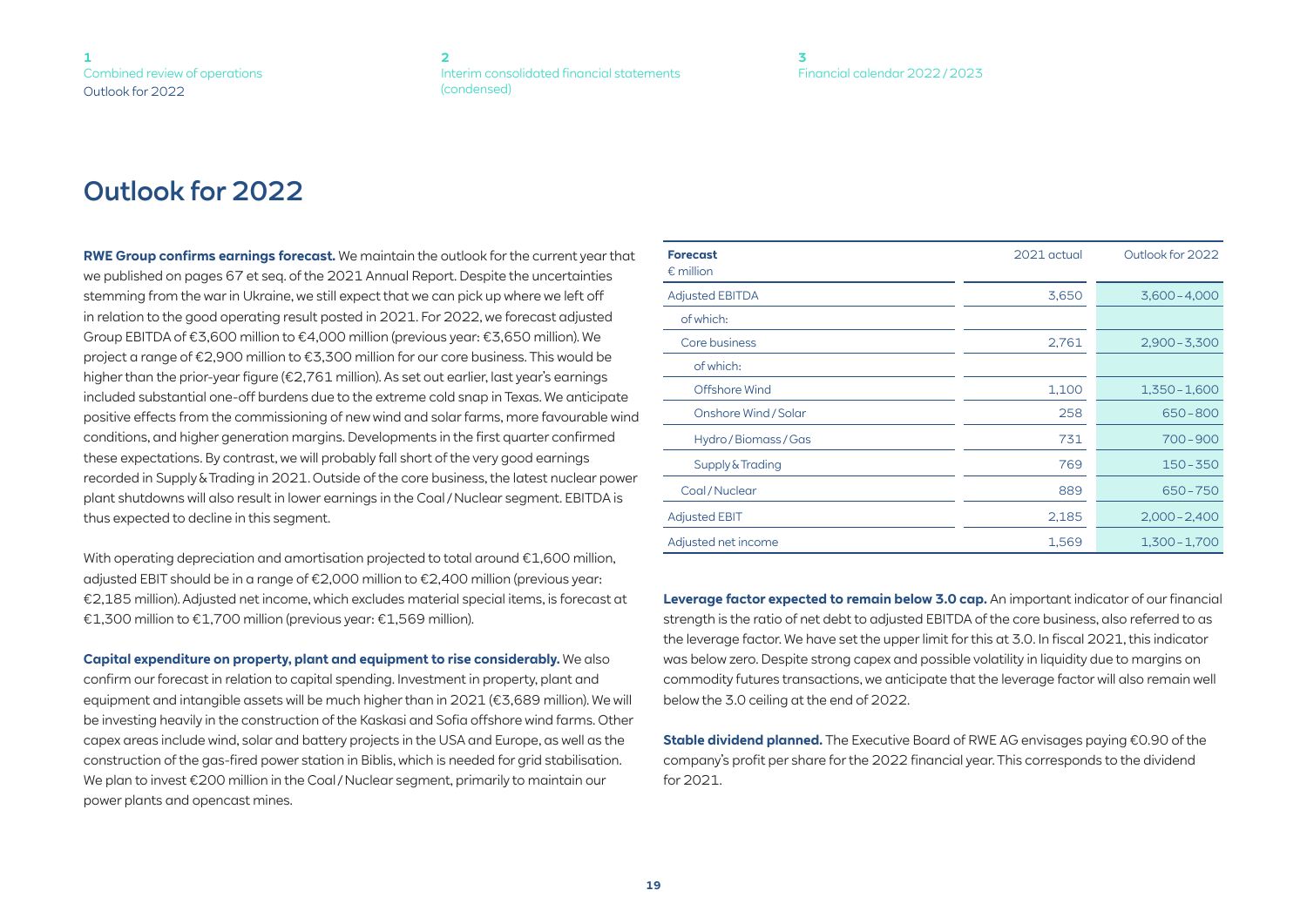# Outlook for 2022

**RWE Group confirms earnings forecast.** We maintain the outlook for the current year that we published on pages 67 et seq. of the 2021 Annual Report. Despite the uncertainties stemming from the war in Ukraine, we still expect that we can pick up where we left off in relation to the good operating result posted in 2021. For 2022, we forecast adjusted Group EBITDA of €3,600 million to €4,000 million (previous year: €3,650 million). We project a range of €2,900 million to €3,300 million for our core business. This would be higher than the prior-year figure (€2,761 million). As set out earlier, last year's earnings included substantial one-off burdens due to the extreme cold snap in Texas. We anticipate positive effects from the commissioning of new wind and solar farms, more favourable wind conditions, and higher generation margins. Developments in the first quarter confirmed these expectations. By contrast, we will probably fall short of the very good earnings recorded in Supply & Trading in 2021. Outside of the core business, the latest nuclear power plant shutdowns will also result in lower earnings in the Coal / Nuclear segment. EBITDA is thus expected to decline in this segment.

With operating depreciation and amortisation projected to total around €1,600 million, adjusted EBIT should be in a range of €2,000 million to €2,400 million (previous year: €2,185 million). Adjusted net income, which excludes material special items, is forecast at €1,300 million to €1,700 million (previous year: €1,569 million).

**Capital expenditure on property, plant and equipment to rise considerably.** We also confirm our forecast in relation to capital spending. Investment in property, plant and equipment and intangible assets will be much higher than in 2021 (€3,689 million). We will be investing heavily in the construction of the Kaskasi and Sofia offshore wind farms. Other capex areas include wind, solar and battery projects in the USA and Europe, as well as the construction of the gas-fired power station in Biblis, which is needed for grid stabilisation. We plan to invest €200 million in the Coal / Nuclear segment, primarily to maintain our power plants and opencast mines.

| **Forecast**<br>€ million | 2021 actual | Outlook for 2022 |
|---|---|---|
| Adjusted EBITDA | 3,650 | 3,600 – 4,000 |
| of which: | | |
| Core business | 2,761 | 2,900 – 3,300 |
| of which: | | |
| Offshore Wind | 1,100 | 1,350 – 1,600 |
| Onshore Wind / Solar | 258 | 650 – 800 |
| Hydro / Biomass / Gas | 731 | 700 – 900 |
| Supply & Trading | 769 | 150 – 350 |
| Coal / Nuclear | 889 | 650 – 750 |
| Adjusted EBIT | 2,185 | 2,000 – 2,400 |
| Adjusted net income | 1,569 | 1,300 – 1,700 |

**Leverage factor expected to remain below 3.0 cap.** An important indicator of our financial strength is the ratio of net debt to adjusted EBITDA of the core business, also referred to as the leverage factor. We have set the upper limit for this at 3.0. In fiscal 2021, this indicator was below zero. Despite strong capex and possible volatility in liquidity due to margins on commodity futures transactions, we anticipate that the leverage factor will also remain well below the 3.0 ceiling at the end of 2022.

**Stable dividend planned.** The Executive Board of RWE AG envisages paying €0.90 of the company's profit per share for the 2022 financial year. This corresponds to the dividend for 2021.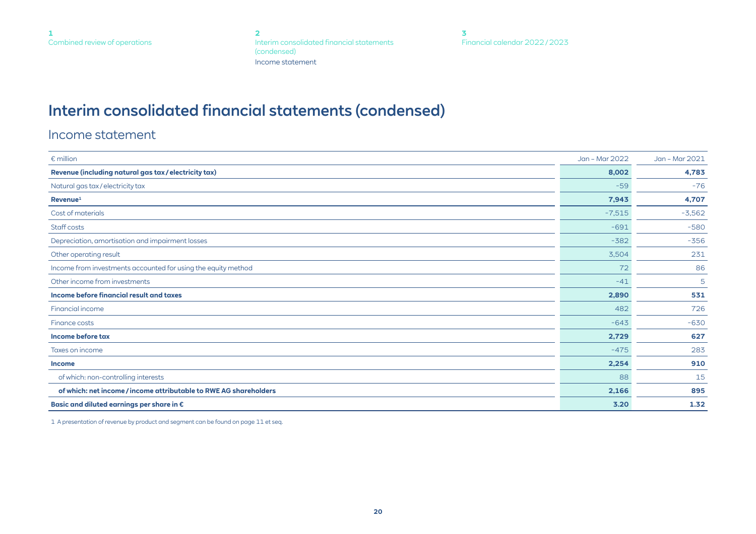# Interim consolidated financial statements (condensed)

## Income statement

| € million | Jan – Mar 2022 | Jan – Mar 2021 |
|---|---|---|
| **Revenue (including natural gas tax / electricity tax)** | **8,002** | **4,783** |
| Natural gas tax / electricity tax | -59 | -76 |
| **Revenue[1]** | **7,943** | **4,707** |
| Cost of materials | -7,515 | -3,562 |
| Staff costs | -691 | -580 |
| Depreciation, amortisation and impairment losses | -382 | -356 |
| Other operating result | 3,504 | 231 |
| Income from investments accounted for using the equity method | 72 | 86 |
| Other income from investments | -41 | 5 |
| **Income before financial result and taxes** | **2,890** | **531** |
| Financial income | 482 | 726 |
| Finance costs | -643 | -630 |
| **Income before tax** | **2,729** | **627** |
| Taxes on income | -475 | 283 |
| **Income** | **2,254** | **910** |
| of which: non-controlling interests | 88 | 15 |
| **of which: net income / income attributable to RWE AG shareholders** | **2,166** | **895** |
| **Basic and diluted earnings per share in €** | **3.20** | **1.32** |

1 A presentation of revenue by product and segment can be found on page 11 et seq.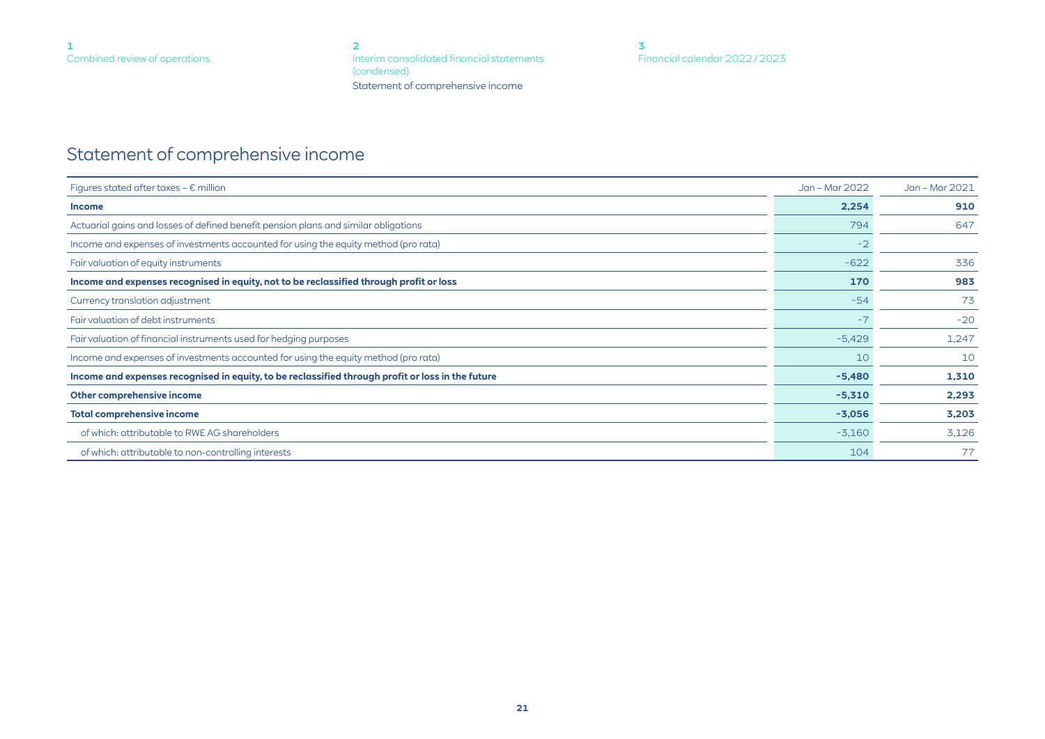# Statement of comprehensive income

| Figures stated after taxes – € million | Jan – Mar 2022 | Jan – Mar 2021 |
|---|---|---|
| **Income** | **2,254** | **910** |
| Actuarial gains and losses of defined benefit pension plans and similar obligations | 794 | 647 |
| Income and expenses of investments accounted for using the equity method (pro rata) | -2 | |
| Fair valuation of equity instruments | -622 | 336 |
| **Income and expenses recognised in equity, not to be reclassified through profit or loss** | **170** | **983** |
| Currency translation adjustment | -54 | 73 |
| Fair valuation of debt instruments | -7 | -20 |
| Fair valuation of financial instruments used for hedging purposes | -5,429 | 1,247 |
| Income and expenses of investments accounted for using the equity method (pro rata) | 10 | 10 |
| **Income and expenses recognised in equity, to be reclassified through profit or loss in the future** | **-5,480** | **1,310** |
| **Other comprehensive income** | **-5,310** | **2,293** |
| **Total comprehensive income** | **-3,056** | **3,203** |
| of which: attributable to RWE AG shareholders | -3,160 | 3,126 |
| of which: attributable to non-controlling interests | 104 | 77 |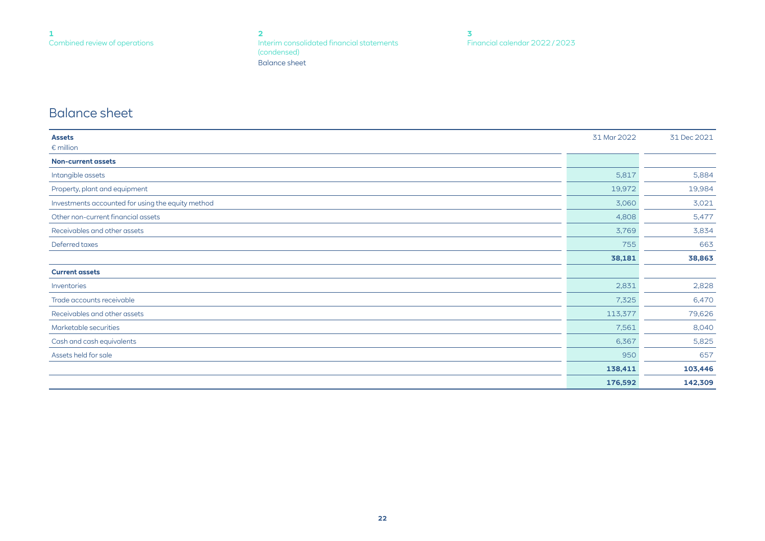# Balance sheet

| **Assets**<br>€ million | 31 Mar 2022 | 31 Dec 2021 |
|---|---|---|
| **Non-current assets** | | |
| Intangible assets | 5,817 | 5,884 |
| Property, plant and equipment | 19,972 | 19,984 |
| Investments accounted for using the equity method | 3,060 | 3,021 |
| Other non-current financial assets | 4,808 | 5,477 |
| Receivables and other assets | 3,769 | 3,834 |
| Deferred taxes | 755 | 663 |
| | **38,181** | **38,863** |
| **Current assets** | | |
| Inventories | 2,831 | 2,828 |
| Trade accounts receivable | 7,325 | 6,470 |
| Receivables and other assets | 113,377 | 79,626 |
| Marketable securities | 7,561 | 8,040 |
| Cash and cash equivalents | 6,367 | 5,825 |
| Assets held for sale | 950 | 657 |
| | **138,411** | **103,446** |
| | **176,592** | **142,309** |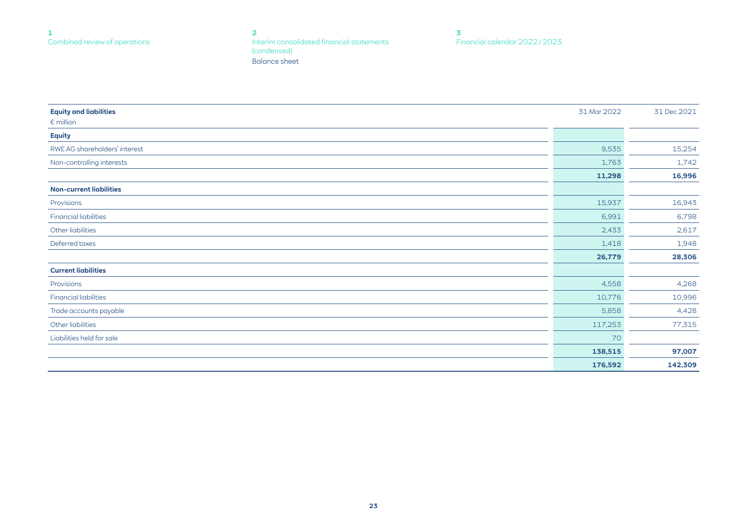| Equity and liabilities<br>€ million | 31 Mar 2022 | 31 Dec 2021 |
|---|---|---|
| **Equity** | | |
| RWE AG shareholders' interest | 9,535 | 15,254 |
| Non-controlling interests | 1,763 | 1,742 |
| | **11,298** | **16,996** |
| **Non-current liabilities** | | |
| Provisions | 15,937 | 16,943 |
| Financial liabilities | 6,991 | 6,798 |
| Other liabilities | 2,433 | 2,617 |
| Deferred taxes | 1,418 | 1,948 |
| | **26,779** | **28,306** |
| **Current liabilities** | | |
| Provisions | 4,558 | 4,268 |
| Financial liabilities | 10,776 | 10,996 |
| Trade accounts payable | 5,858 | 4,428 |
| Other liabilities | 117,253 | 77,315 |
| Liabilities held for sale | 70 | |
| | **138,515** | **97,007** |
| | **176,592** | **142,309** |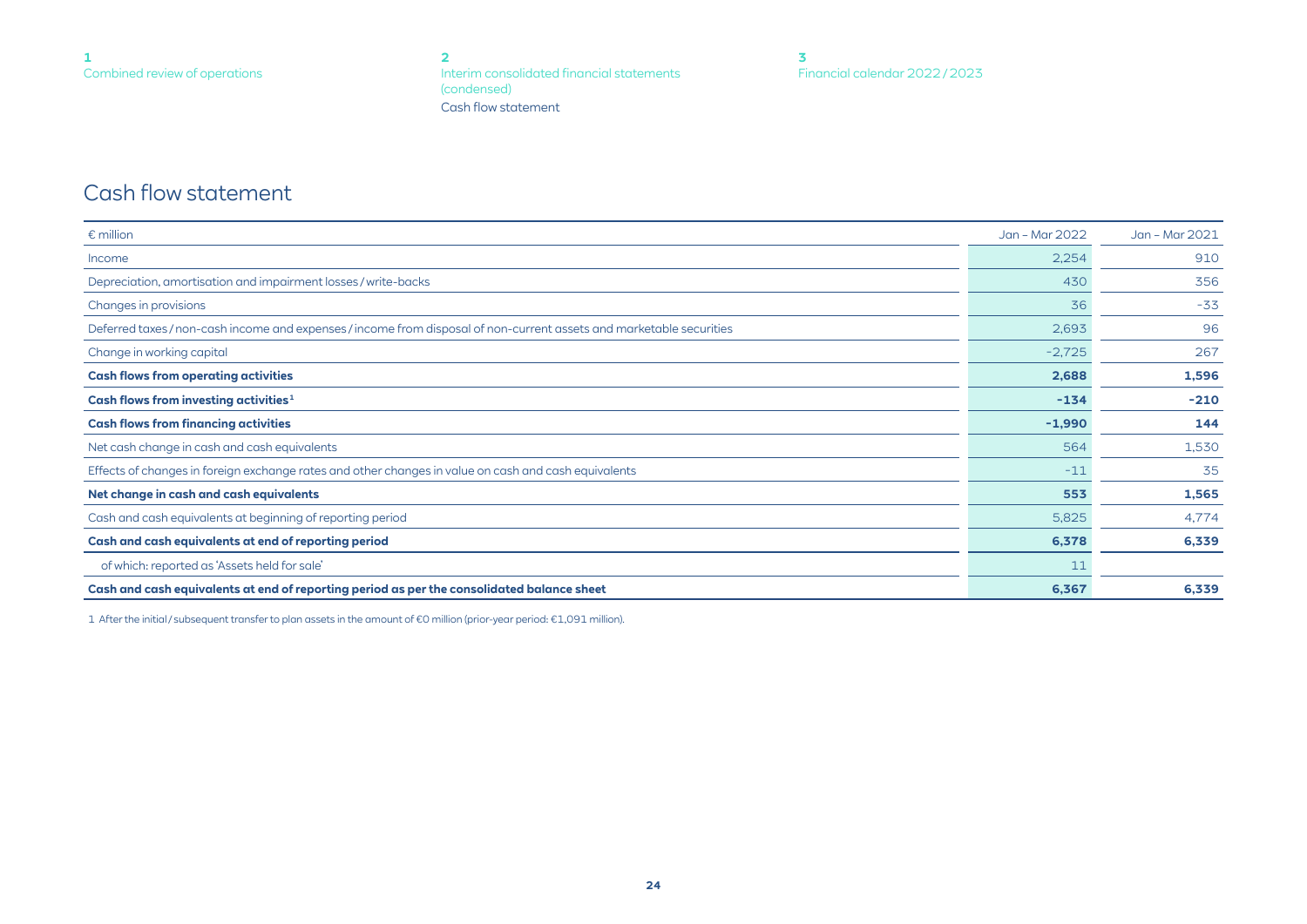# Cash flow statement

| € million | Jan – Mar 2022 | Jan – Mar 2021 |
|---|---|---|
| Income | 2,254 | 910 |
| Depreciation, amortisation and impairment losses / write-backs | 430 | 356 |
| Changes in provisions | 36 | -33 |
| Deferred taxes / non-cash income and expenses / income from disposal of non-current assets and marketable securities | 2,693 | 96 |
| Change in working capital | -2,725 | 267 |
| **Cash flows from operating activities** | **2,688** | **1,596** |
| **Cash flows from investing activities**[1] | **-134** | **-210** |
| **Cash flows from financing activities** | **-1,990** | **144** |
| Net cash change in cash and cash equivalents | 564 | 1,530 |
| Effects of changes in foreign exchange rates and other changes in value on cash and cash equivalents | -11 | 35 |
| **Net change in cash and cash equivalents** | **553** | **1,565** |
| Cash and cash equivalents at beginning of reporting period | 5,825 | 4,774 |
| **Cash and cash equivalents at end of reporting period** | **6,378** | **6,339** |
| of which: reported as 'Assets held for sale' | 11 | |
| **Cash and cash equivalents at end of reporting period as per the consolidated balance sheet** | **6,367** | **6,339** |

1 After the initial / subsequent transfer to plan assets in the amount of €0 million (prior-year period: €1,091 million).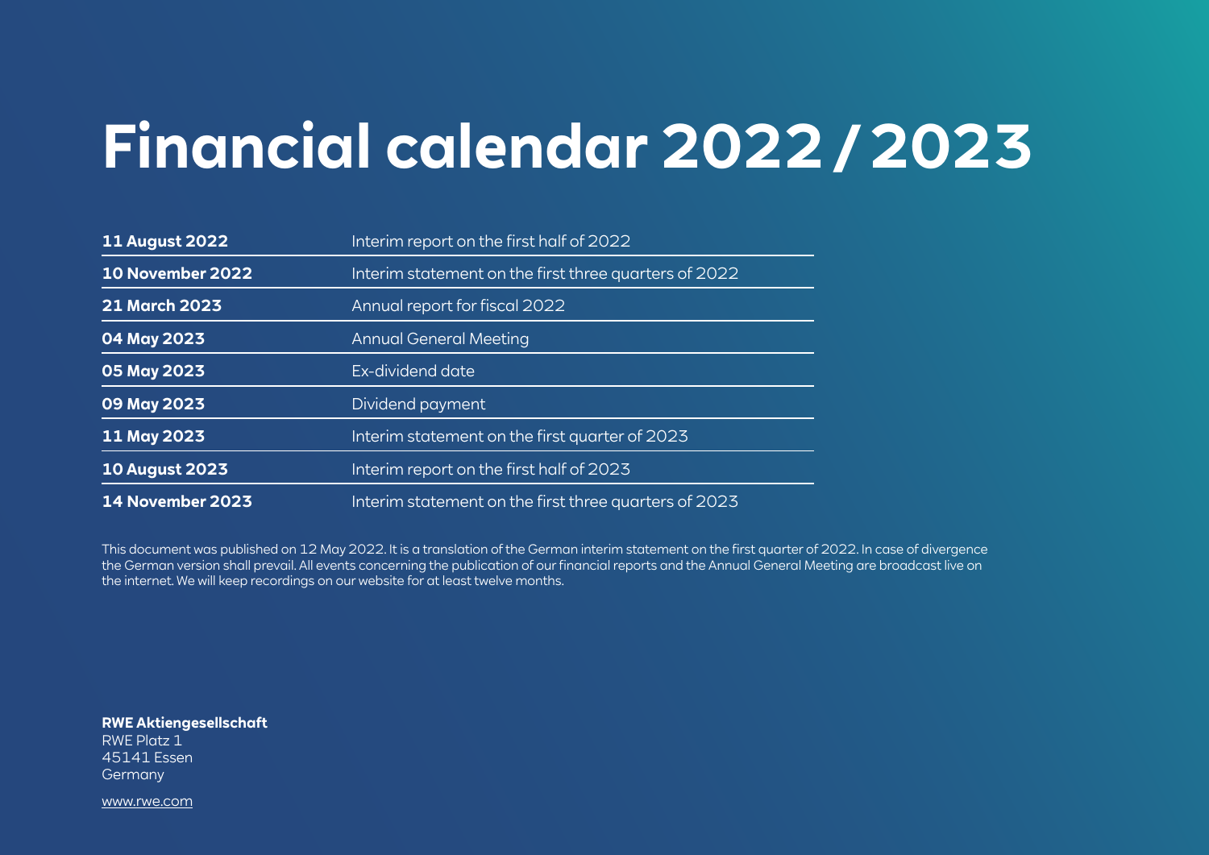# Financial calendar 2022 / 2023

| | |
|---|---|
| **11 August 2022** | Interim report on the first half of 2022 |
| **10 November 2022** | Interim statement on the first three quarters of 2022 |
| **21 March 2023** | Annual report for fiscal 2022 |
| **04 May 2023** | Annual General Meeting |
| **05 May 2023** | Ex-dividend date |
| **09 May 2023** | Dividend payment |
| **11 May 2023** | Interim statement on the first quarter of 2023 |
| **10 August 2023** | Interim report on the first half of 2023 |
| **14 November 2023** | Interim statement on the first three quarters of 2023 |

This document was published on 12 May 2022. It is a translation of the German interim statement on the first quarter of 2022. In case of divergence the German version shall prevail. All events concerning the publication of our financial reports and the Annual General Meeting are broadcast live on the internet. We will keep recordings on our website for at least twelve months.

**RWE Aktiengesellschaft**
RWE Platz 1
45141 Essen
Germany

www.rwe.com